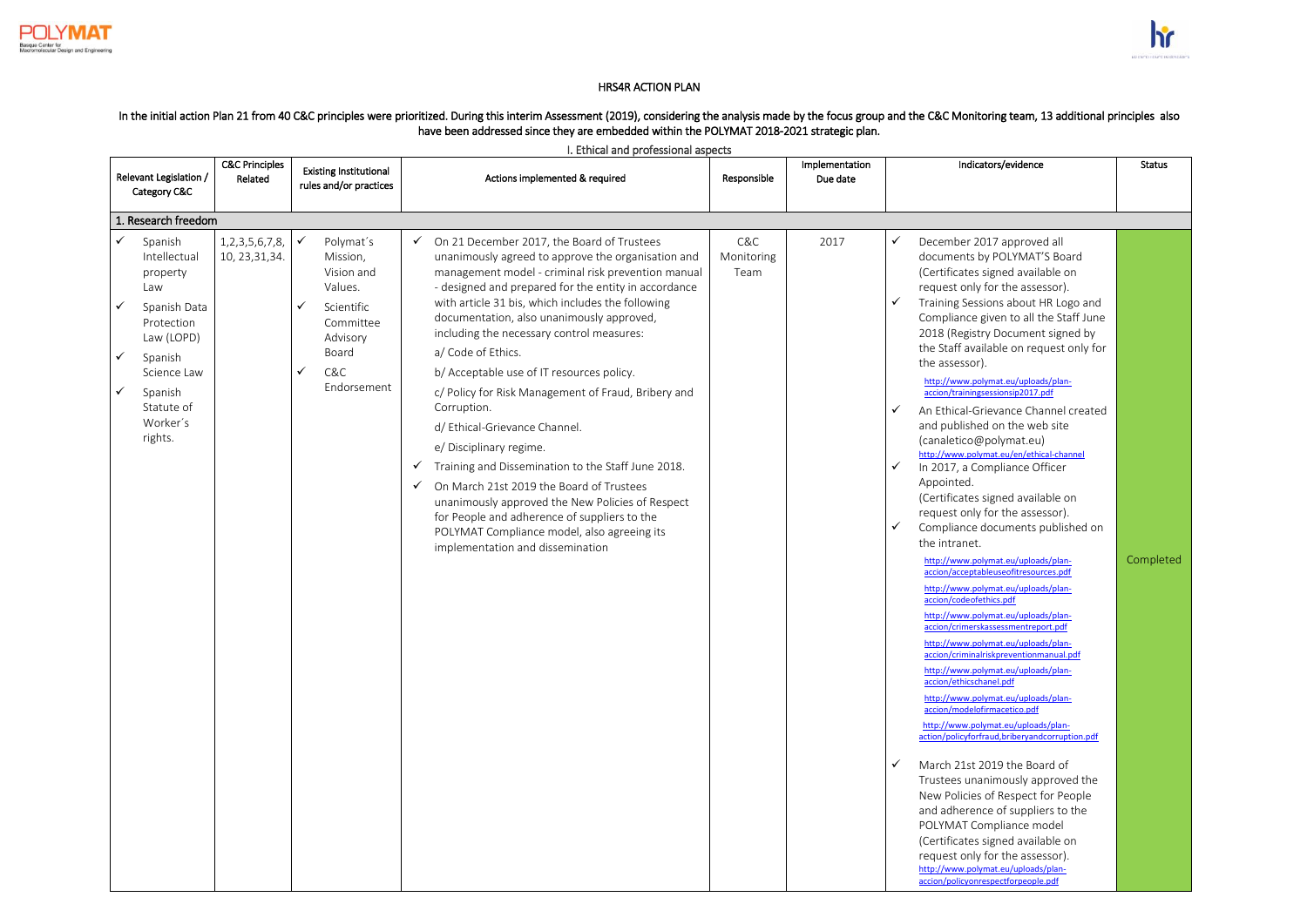# HRS4R ACTION PLAN

In the initial action Plan 21 from 40 C&C principles were prioritized. During this interim Assessment (2019), considering the analysis made by the focus group and the C&C Monitoring team, 13 additional principles also have been addressed since they are embedded within the POLYMAT 2018-2021 strategic plan.

## I. Ethical and professional aspects

| Relevant Legislation / Category C&C | C&C Principles Related | Existing Institutional rules and/or practices | Actions implemented & required | Responsible | Implementation Due date | Indicators/evidence | Status |
|---|---|---|---|---|---|---|---|
| **1. Research freedom** | | | | | | | |
| ✓ Spanish Intellectual property Law<br>✓ Spanish Data Protection Law (LOPD)<br>✓ Spanish Science Law<br>✓ Spanish Statute of Worker´s rights. | 1,2,3,5,6,7,8, 10, 23,31,34. | ✓ Polymat´s Mission, Vision and Values.<br>✓ Scientific Committee Advisory Board<br>✓ C&C Endorsement | ✓ On 21 December 2017, the Board of Trustees unanimously agreed to approve the organisation and management model - criminal risk prevention manual - designed and prepared for the entity in accordance with article 31 bis, which includes the following documentation, also unanimously approved, including the necessary control measures:<br>a/ Code of Ethics.<br>b/ Acceptable use of IT resources policy.<br>c/ Policy for Risk Management of Fraud, Bribery and Corruption.<br>d/ Ethical-Grievance Channel.<br>e/ Disciplinary regime.<br>✓ Training and Dissemination to the Staff June 2018.<br>✓ On March 21st 2019 the Board of Trustees unanimously approved the New Policies of Respect for People and adherence of suppliers to the POLYMAT Compliance model, also agreeing its implementation and dissemination | C&C Monitoring Team | 2017 | ✓ December 2017 approved all documents by POLYMAT'S Board (Certificates signed available on request only for the assessor).<br>✓ Training Sessions about HR Logo and Compliance given to all the Staff June 2018 (Registry Document signed by the Staff available on request only for the assessor).<br>http://www.polymat.eu/uploads/plan-accion/trainingsessionsip2017.pdf<br>✓ An Ethical-Grievance Channel created and published on the web site (canaletico@polymat.eu)<br>http://www.polymat.eu/en/ethical-channel<br>✓ In 2017, a Compliance Officer Appointed.<br>(Certificates signed available on request only for the assessor).<br>✓ Compliance documents published on the intranet.<br>http://www.polymat.eu/uploads/plan-accion/acceptableuseofitresources.pdf<br>http://www.polymat.eu/uploads/plan-accion/codeofethics.pdf<br>http://www.polymat.eu/uploads/plan-accion/crimerskassessmentreport.pdf<br>http://www.polymat.eu/uploads/plan-accion/criminalriskpreventionmanual.pdf<br>http://www.polymat.eu/uploads/plan-accion/ethicschanel.pdf<br>http://www.polymat.eu/uploads/plan-accion/modelofirmacetico.pdf<br>http://www.polymat.eu/uploads/plan-action/policyforfraud,briberyandcorruption.pdf<br>✓ March 21st 2019 the Board of Trustees unanimously approved the New Policies of Respect for People and adherence of suppliers to the POLYMAT Compliance model (Certificates signed available on request only for the assessor).<br>http://www.polymat.eu/uploads/plan-accion/policyonrespectforpeople.pdf | Completed |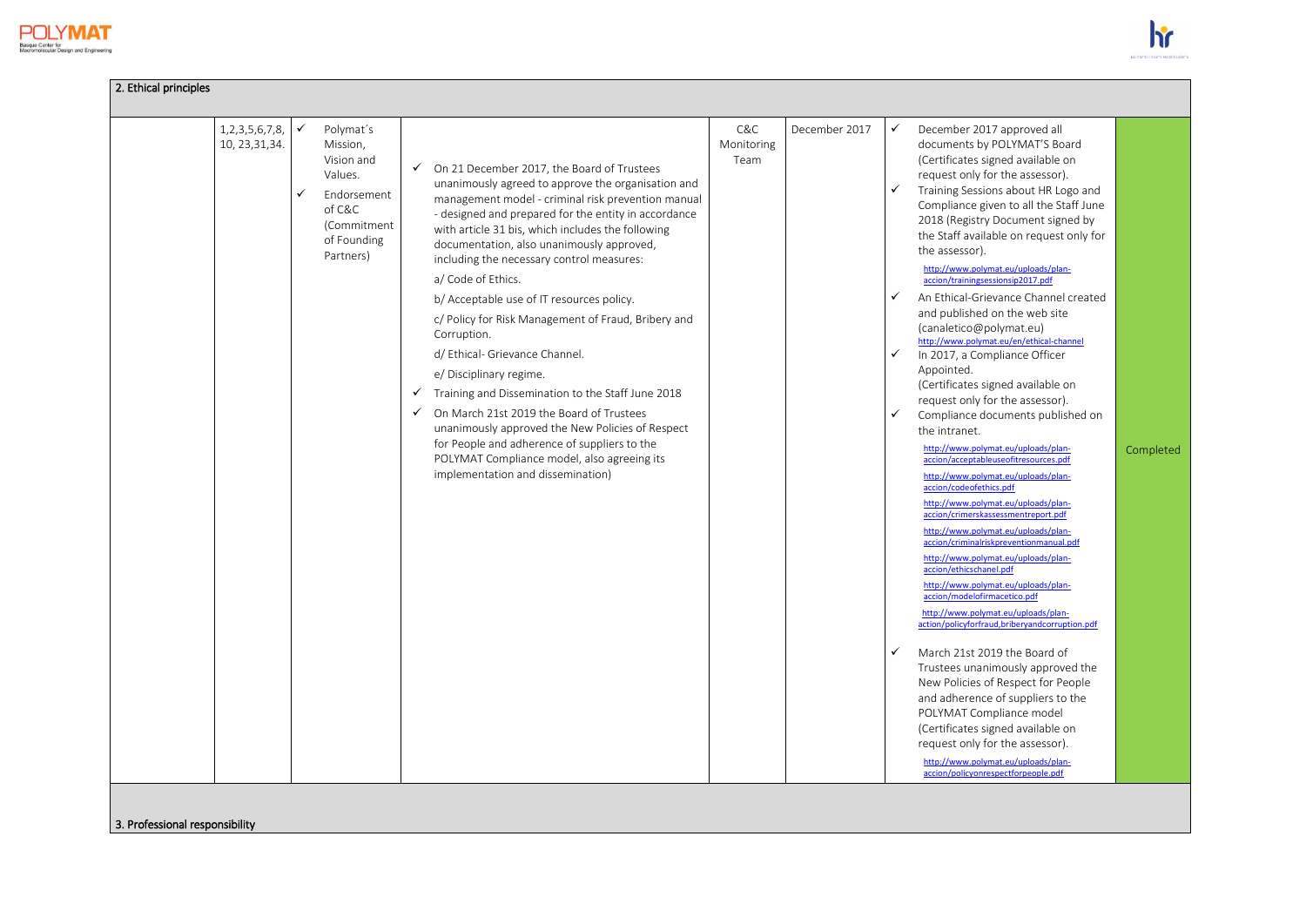| 2. Ethical principles | | | | | | | |
|---|---|---|---|---|---|---|---|
| | 1,2,3,5,6,7,8, 10, 23,31,34. | ✓ Polymat´s Mission, Vision and Values.<br>✓ Endorsement of C&C (Commitment of Founding Partners) | ✓ On 21 December 2017, the Board of Trustees unanimously agreed to approve the organisation and management model - criminal risk prevention manual - designed and prepared for the entity in accordance with article 31 bis, which includes the following documentation, also unanimously approved, including the necessary control measures:<br>a/ Code of Ethics.<br>b/ Acceptable use of IT resources policy.<br>c/ Policy for Risk Management of Fraud, Bribery and Corruption.<br>d/ Ethical- Grievance Channel.<br>e/ Disciplinary regime.<br>✓ Training and Dissemination to the Staff June 2018<br>✓ On March 21st 2019 the Board of Trustees unanimously approved the New Policies of Respect for People and adherence of suppliers to the POLYMAT Compliance model, also agreeing its implementation and dissemination) | C&C Monitoring Team | December 2017 | ✓ December 2017 approved all documents by POLYMAT'S Board (Certificates signed available on request only for the assessor).<br>✓ Training Sessions about HR Logo and Compliance given to all the Staff June 2018 (Registry Document signed by the Staff available on request only for the assessor).<br>http://www.polymat.eu/uploads/plan-accion/trainingsessionsip2017.pdf<br>✓ An Ethical-Grievance Channel created and published on the web site (canaletico@polymat.eu) http://www.polymat.eu/en/ethical-channel<br>✓ In 2017, a Compliance Officer Appointed. (Certificates signed available on request only for the assessor).<br>✓ Compliance documents published on the intranet.<br>http://www.polymat.eu/uploads/plan-accion/acceptableuseofitresources.pdf<br>http://www.polymat.eu/uploads/plan-accion/codeofethics.pdf<br>http://www.polymat.eu/uploads/plan-accion/crimerskassessmentreport.pdf<br>http://www.polymat.eu/uploads/plan-accion/criminalriskpreventionmanual.pdf<br>http://www.polymat.eu/uploads/plan-accion/ethicschanel.pdf<br>http://www.polymat.eu/uploads/plan-accion/modelofirmacetico.pdf<br>http://www.polymat.eu/uploads/plan-action/policyforfraud,briberyandcorruption.pdf<br>✓ March 21st 2019 the Board of Trustees unanimously approved the New Policies of Respect for People and adherence of suppliers to the POLYMAT Compliance model (Certificates signed available on request only for the assessor).<br>http://www.polymat.eu/uploads/plan-accion/policyonrespectforpeople.pdf | Completed |
| 3. Professional responsibility | | | | | | | |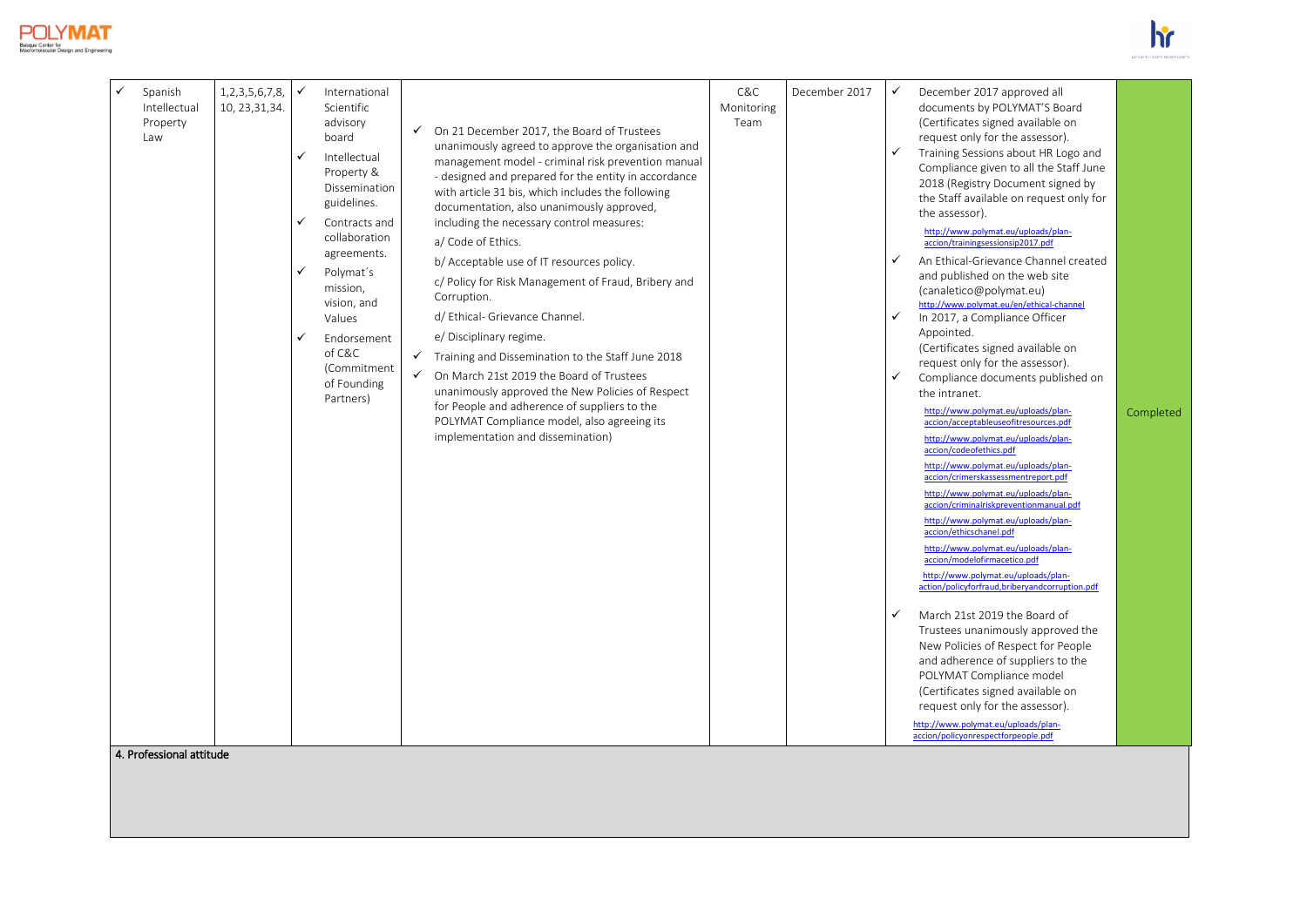| | | | | | | | | |
|---|---|---|---|---|---|---|---|---|
| ✓ | Spanish Intellectual Property Law | 1,2,3,5,6,7,8, 10, 23,31,34. | ✓ International Scientific advisory board<br>✓ Intellectual Property & Dissemination guidelines.<br>✓ Contracts and collaboration agreements.<br>✓ Polymat´s mission, vision, and Values<br>✓ Endorsement of C&C (Commitment of Founding Partners) | ✓ On 21 December 2017, the Board of Trustees unanimously agreed to approve the organisation and management model - criminal risk prevention manual - designed and prepared for the entity in accordance with article 31 bis, which includes the following documentation, also unanimously approved, including the necessary control measures:<br>a/ Code of Ethics.<br>b/ Acceptable use of IT resources policy.<br>c/ Policy for Risk Management of Fraud, Bribery and Corruption.<br>d/ Ethical- Grievance Channel.<br>e/ Disciplinary regime.<br>✓ Training and Dissemination to the Staff June 2018<br>✓ On March 21st 2019 the Board of Trustees unanimously approved the New Policies of Respect for People and adherence of suppliers to the POLYMAT Compliance model, also agreeing its implementation and dissemination) | C&C Monitoring Team | December 2017 | ✓ December 2017 approved all documents by POLYMAT'S Board (Certificates signed available on request only for the assessor).<br>✓ Training Sessions about HR Logo and Compliance given to all the Staff June 2018 (Registry Document signed by the Staff available on request only for the assessor).<br>http://www.polymat.eu/uploads/plan-accion/trainingsessionsjp2017.pdf<br>✓ An Ethical-Grievance Channel created and published on the web site (canaletico@polymat.eu) http://www.polymat.eu/en/ethical-channel<br>✓ In 2017, a Compliance Officer Appointed. (Certificates signed available on request only for the assessor).<br>✓ Compliance documents published on the intranet.<br>http://www.polymat.eu/uploads/plan-accion/acceptableuseofitresources.pdf<br>http://www.polymat.eu/uploads/plan-accion/codeofethics.pdf<br>http://www.polymat.eu/uploads/plan-accion/crimerskassessmentreport.pdf<br>http://www.polymat.eu/uploads/plan-accion/criminalriskpreventionmanual.pdf<br>http://www.polymat.eu/uploads/plan-accion/ethicschanel.pdf<br>http://www.polymat.eu/uploads/plan-accion/modelofirmacetico.pdf<br>http://www.polymat.eu/uploads/plan-action/policyforfraud,briberyandcorruption.pdf<br>✓ March 21st 2019 the Board of Trustees unanimously approved the New Policies of Respect for People and adherence of suppliers to the POLYMAT Compliance model (Certificates signed available on request only for the assessor).<br>http://www.polymat.eu/uploads/plan-accion/policyonrespectforpeople.pdf | Completed |

**4. Professional attitude**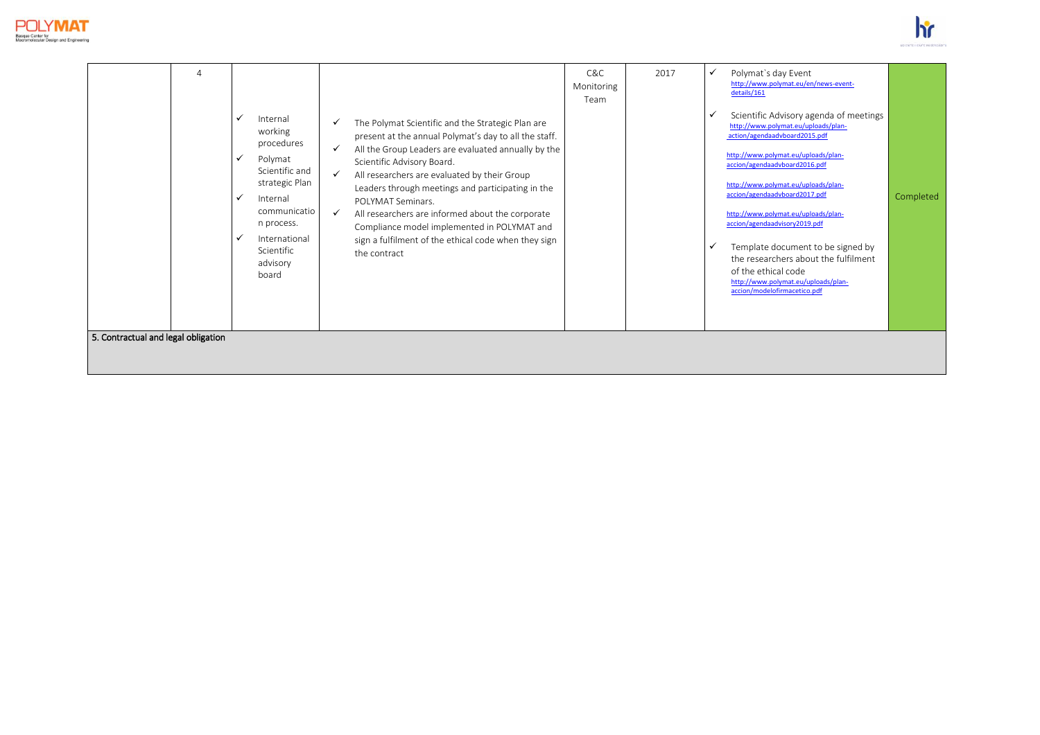|  | 4 | ✓ Internal working procedures<br>✓ Polymat Scientific and strategic Plan<br>✓ Internal communication process.<br>✓ International Scientific advisory board | ✓ The Polymat Scientific and the Strategic Plan are present at the annual Polymat's day to all the staff.<br>✓ All the Group Leaders are evaluated annually by the Scientific Advisory Board.<br>✓ All researchers are evaluated by their Group Leaders through meetings and participating in the POLYMAT Seminars.<br>✓ All researchers are informed about the corporate Compliance model implemented in POLYMAT and sign a fulfilment of the ethical code when they sign the contract | C&C Monitoring Team | 2017 | ✓ Polymat`s day Event http://www.polymat.eu/en/news-event-details/161<br>✓ Scientific Advisory agenda of meetings http://www.polymat.eu/uploads/plan-action/agendaadvboard2015.pdf<br>http://www.polymat.eu/uploads/plan-accion/agendaadvboard2016.pdf<br>http://www.polymat.eu/uploads/plan-accion/agendaadvboard2017.pdf<br>http://www.polymat.eu/uploads/plan-accion/agendaadvisory2019.pdf<br>✓ Template document to be signed by the researchers about the fulfilment of the ethical code http://www.polymat.eu/uploads/plan-accion/modelofirmacetico.pdf | Completed |
|---|---|---|---|---|---|---|---|
| **5. Contractual and legal obligation** | | | | | | | |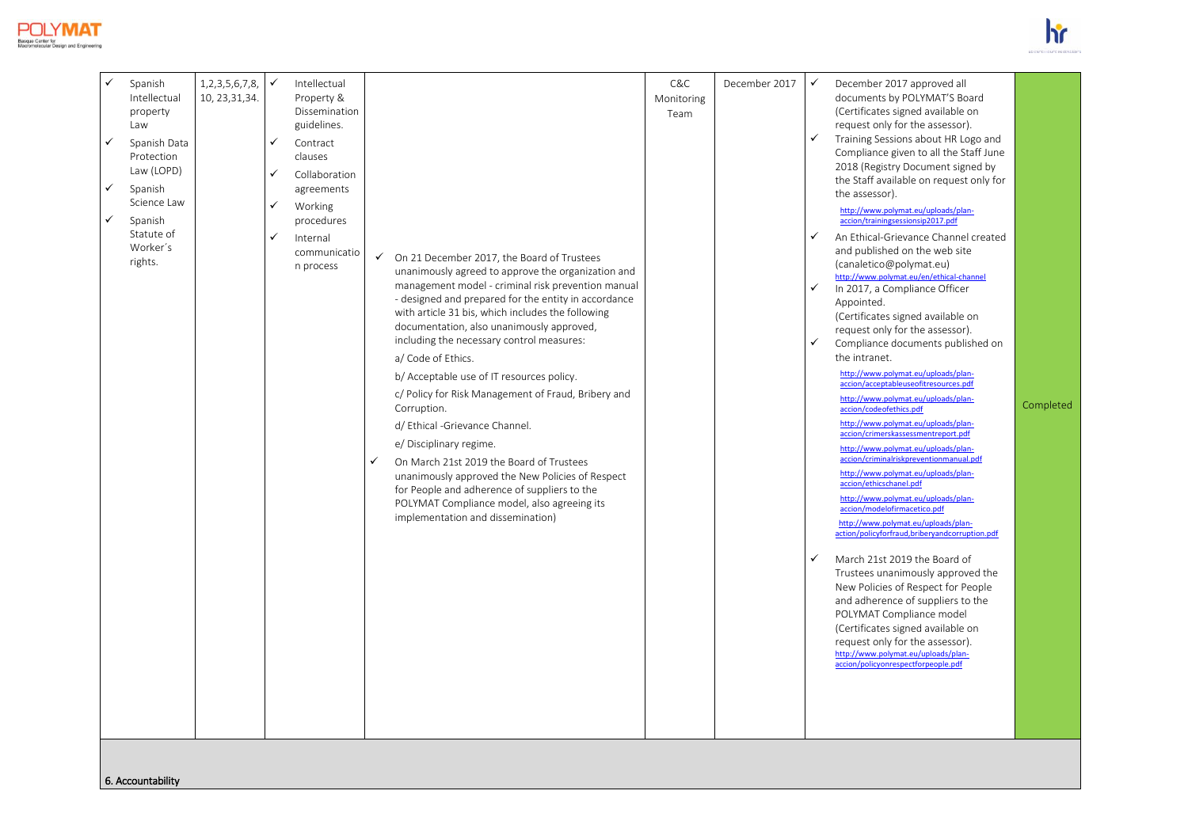| | | | | | | | |
|---|---|---|---|---|---|---|---|
| ✓ Spanish Intellectual property Law<br>✓ Spanish Data Protection Law (LOPD)<br>✓ Spanish Science Law<br>✓ Spanish Statute of Worker´s rights. | 1,2,3,5,6,7,8, 10, 23,31,34. | ✓ Intellectual Property & Dissemination guidelines.<br>✓ Contract clauses<br>✓ Collaboration agreements<br>✓ Working procedures<br>✓ Internal communication process | ✓ On 21 December 2017, the Board of Trustees unanimously agreed to approve the organization and management model - criminal risk prevention manual - designed and prepared for the entity in accordance with article 31 bis, which includes the following documentation, also unanimously approved, including the necessary control measures:<br>a/ Code of Ethics.<br>b/ Acceptable use of IT resources policy.<br>c/ Policy for Risk Management of Fraud, Bribery and Corruption.<br>d/ Ethical -Grievance Channel.<br>e/ Disciplinary regime.<br>✓ On March 21st 2019 the Board of Trustees unanimously approved the New Policies of Respect for People and adherence of suppliers to the POLYMAT Compliance model, also agreeing its implementation and dissemination) | C&C Monitoring Team | December 2017 | ✓ December 2017 approved all documents by POLYMAT'S Board (Certificates signed available on request only for the assessor).<br>✓ Training Sessions about HR Logo and Compliance given to all the Staff June 2018 (Registry Document signed by the Staff available on request only for the assessor).<br>http://www.polymat.eu/uploads/plan-accion/trainingsessionsip2017.pdf<br>✓ An Ethical-Grievance Channel created and published on the web site (canaletico@polymat.eu)<br>http://www.polymat.eu/en/ethical-channel<br>✓ In 2017, a Compliance Officer Appointed.<br>(Certificates signed available on request only for the assessor).<br>✓ Compliance documents published on the intranet.<br>http://www.polymat.eu/uploads/plan-accion/acceptableuseofitresources.pdf<br>http://www.polymat.eu/uploads/plan-accion/codeofethics.pdf<br>http://www.polymat.eu/uploads/plan-accion/crimerskassessmentreport.pdf<br>http://www.polymat.eu/uploads/plan-accion/criminalriskpreventionmanual.pdf<br>http://www.polymat.eu/uploads/plan-accion/ethicschanel.pdf<br>http://www.polymat.eu/uploads/plan-accion/modelofirmacetico.pdf<br>http://www.polymat.eu/uploads/plan-action/policyforfraud,briberyandcorruption.pdf<br>✓ March 21st 2019 the Board of Trustees unanimously approved the New Policies of Respect for People and adherence of suppliers to the POLYMAT Compliance model (Certificates signed available on request only for the assessor).<br>http://www.polymat.eu/uploads/plan-accion/policyonrespectforpeople.pdf | Completed |
| **6. Accountability** | | | | | | | |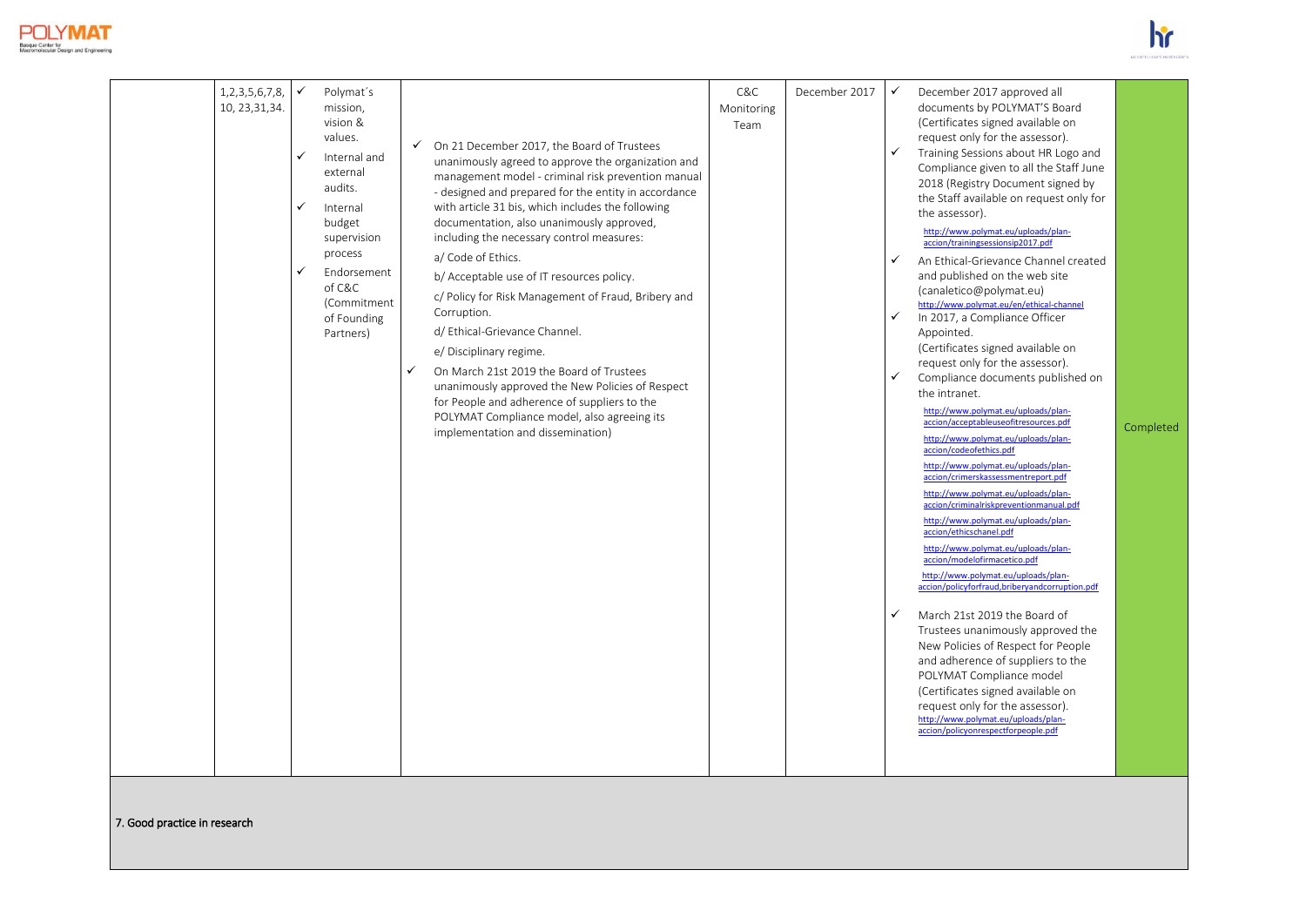| | | | | | | | |
|---|---|---|---|---|---|---|---|
| | 1,2,3,5,6,7,8, 10, 23,31,34. | ✓ Polymat´s mission, vision & values.<br>✓ Internal and external audits.<br>✓ Internal budget supervision process<br>✓ Endorsement of C&C (Commitment of Founding Partners) | ✓ On 21 December 2017, the Board of Trustees unanimously agreed to approve the organization and management model - criminal risk prevention manual - designed and prepared for the entity in accordance with article 31 bis, which includes the following documentation, also unanimously approved, including the necessary control measures:<br>a/ Code of Ethics.<br>b/ Acceptable use of IT resources policy.<br>c/ Policy for Risk Management of Fraud, Bribery and Corruption.<br>d/ Ethical-Grievance Channel.<br>e/ Disciplinary regime.<br>✓ On March 21st 2019 the Board of Trustees unanimously approved the New Policies of Respect for People and adherence of suppliers to the POLYMAT Compliance model, also agreeing its implementation and dissemination) | C&C Monitoring Team | December 2017 | ✓ December 2017 approved all documents by POLYMAT'S Board (Certificates signed available on request only for the assessor).<br>✓ Training Sessions about HR Logo and Compliance given to all the Staff June 2018 (Registry Document signed by the Staff available on request only for the assessor).<br>http://www.polymat.eu/uploads/plan-accion/trainingsessionsjp2017.pdf<br>✓ An Ethical-Grievance Channel created and published on the web site (canaletico@polymat.eu)<br>http://www.polymat.eu/en/ethical-channel<br>✓ In 2017, a Compliance Officer Appointed.<br>(Certificates signed available on request only for the assessor).<br>✓ Compliance documents published on the intranet.<br>http://www.polymat.eu/uploads/plan-accion/acceptableuseofitresources.pdf<br>http://www.polymat.eu/uploads/plan-accion/codeofethics.pdf<br>http://www.polymat.eu/uploads/plan-accion/crimerskassessmentreport.pdf<br>http://www.polymat.eu/uploads/plan-accion/criminalriskpreventionmanual.pdf<br>http://www.polymat.eu/uploads/plan-accion/ethicschanel.pdf<br>http://www.polymat.eu/uploads/plan-accion/modelofirmacetico.pdf<br>http://www.polymat.eu/uploads/plan-accion/policyforfraud,briberyandcorruption.pdf<br>✓ March 21st 2019 the Board of Trustees unanimously approved the New Policies of Respect for People and adherence of suppliers to the POLYMAT Compliance model (Certificates signed available on request only for the assessor).<br>http://www.polymat.eu/uploads/plan-accion/policyonrespectforpeople.pdf | Completed |
| **7. Good practice in research** | | | | | | | |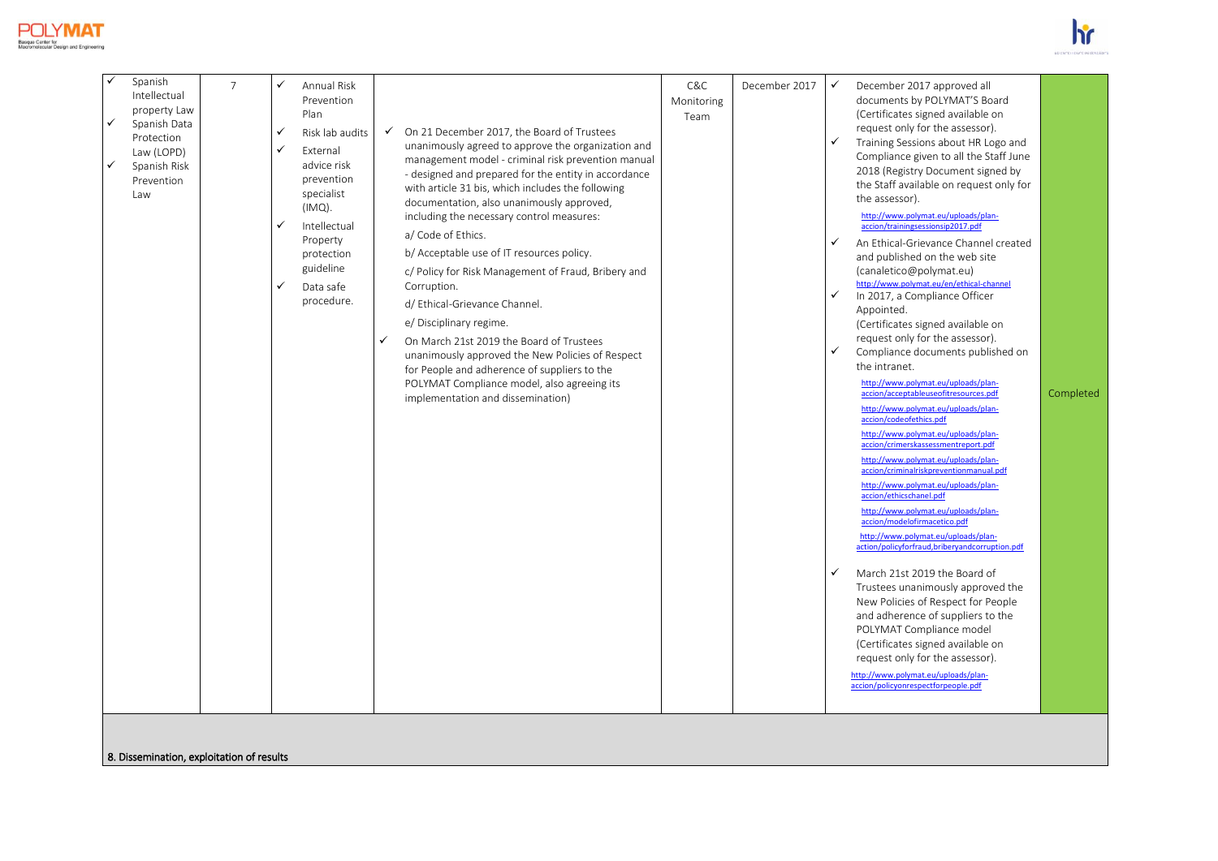| | | | | | | | |
|---|---|---|---|---|---|---|---|
| ✓ Spanish Intellectual property Law<br>✓ Spanish Data Protection Law (LOPD)<br>✓ Spanish Risk Prevention Law | 7 | ✓ Annual Risk Prevention Plan<br>✓ Risk lab audits<br>✓ External advice risk prevention specialist (IMQ).<br>✓ Intellectual Property protection guideline<br>✓ Data safe procedure. | ✓ On 21 December 2017, the Board of Trustees unanimously agreed to approve the organization and management model - criminal risk prevention manual - designed and prepared for the entity in accordance with article 31 bis, which includes the following documentation, also unanimously approved, including the necessary control measures:<br>a/ Code of Ethics.<br>b/ Acceptable use of IT resources policy.<br>c/ Policy for Risk Management of Fraud, Bribery and Corruption.<br>d/ Ethical-Grievance Channel.<br>e/ Disciplinary regime.<br>✓ On March 21st 2019 the Board of Trustees unanimously approved the New Policies of Respect for People and adherence of suppliers to the POLYMAT Compliance model, also agreeing its implementation and dissemination) | C&C Monitoring Team | December 2017 | ✓ December 2017 approved all documents by POLYMAT'S Board (Certificates signed available on request only for the assessor).<br>✓ Training Sessions about HR Logo and Compliance given to all the Staff June 2018 (Registry Document signed by the Staff available on request only for the assessor).<br>http://www.polymat.eu/uploads/plan-accion/trainingsessionsjp2017.pdf<br>✓ An Ethical-Grievance Channel created and published on the web site (canaletico@polymat.eu)<br>http://www.polymat.eu/en/ethical-channel<br>✓ In 2017, a Compliance Officer Appointed. (Certificates signed available on request only for the assessor).<br>✓ Compliance documents published on the intranet.<br>http://www.polymat.eu/uploads/plan-accion/acceptableuseofitresources.pdf<br>http://www.polymat.eu/uploads/plan-accion/codeofethics.pdf<br>http://www.polymat.eu/uploads/plan-accion/crimerskassessmentreport.pdf<br>http://www.polymat.eu/uploads/plan-accion/criminalriskpreventionmanual.pdf<br>http://www.polymat.eu/uploads/plan-accion/ethicschanel.pdf<br>http://www.polymat.eu/uploads/plan-accion/modelofirmacetico.pdf<br>http://www.polymat.eu/uploads/plan-action/policyforfraud,briberyandcorruption.pdf<br>✓ March 21st 2019 the Board of Trustees unanimously approved the New Policies of Respect for People and adherence of suppliers to the POLYMAT Compliance model (Certificates signed available on request only for the assessor).<br>http://www.polymat.eu/uploads/plan-accion/policyonrespectforpeople.pdf | Completed |
| **8. Dissemination, exploitation of results** | | | | | | | |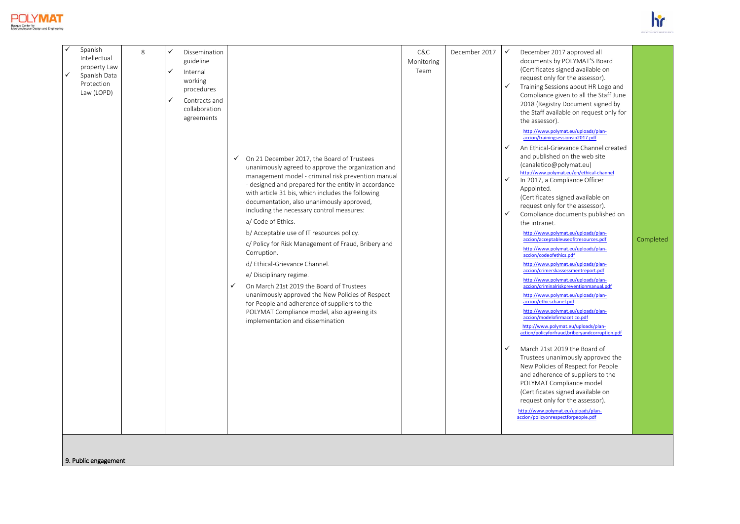| | | | | | | | |
|---|---|---|---|---|---|---|---|
| ✓ Spanish Intellectual property Law<br>✓ Spanish Data Protection Law (LOPD) | 8 | ✓ Dissemination guideline<br>✓ Internal working procedures<br>✓ Contracts and collaboration agreements | ✓ On 21 December 2017, the Board of Trustees unanimously agreed to approve the organization and management model - criminal risk prevention manual - designed and prepared for the entity in accordance with article 31 bis, which includes the following documentation, also unanimously approved, including the necessary control measures:<br>a/ Code of Ethics.<br>b/ Acceptable use of IT resources policy.<br>c/ Policy for Risk Management of Fraud, Bribery and Corruption.<br>d/ Ethical-Grievance Channel.<br>e/ Disciplinary regime.<br>✓ On March 21st 2019 the Board of Trustees unanimously approved the New Policies of Respect for People and adherence of suppliers to the POLYMAT Compliance model, also agreeing its implementation and dissemination | C&C Monitoring Team | December 2017 | ✓ December 2017 approved all documents by POLYMAT'S Board (Certificates signed available on request only for the assessor).<br>✓ Training Sessions about HR Logo and Compliance given to all the Staff June 2018 (Registry Document signed by the Staff available on request only for the assessor).<br>http://www.polymat.eu/uploads/plan-accion/trainingsessionsip2017.pdf<br>✓ An Ethical-Grievance Channel created and published on the web site (canaletico@polymat.eu)<br>http://www.polymat.eu/en/ethical-channel<br>✓ In 2017, a Compliance Officer Appointed.<br>(Certificates signed available on request only for the assessor).<br>✓ Compliance documents published on the intranet.<br>http://www.polymat.eu/uploads/plan-accion/acceptableuseofitresources.pdf<br>http://www.polymat.eu/uploads/plan-accion/codeofethics.pdf<br>http://www.polymat.eu/uploads/plan-accion/crimerskassessmentreport.pdf<br>http://www.polymat.eu/uploads/plan-accion/criminalriskpreventionmanual.pdf<br>http://www.polymat.eu/uploads/plan-accion/ethicschanel.pdf<br>http://www.polymat.eu/uploads/plan-accion/modelofirmacetico.pdf<br>http://www.polymat.eu/uploads/plan-action/policyforfraud,briberyandcorruption.pdf<br>✓ March 21st 2019 the Board of Trustees unanimously approved the New Policies of Respect for People and adherence of suppliers to the POLYMAT Compliance model (Certificates signed available on request only for the assessor).<br>http://www.polymat.eu/uploads/plan-accion/policyonrespectforpeople.pdf | Completed |

**9. Public engagement**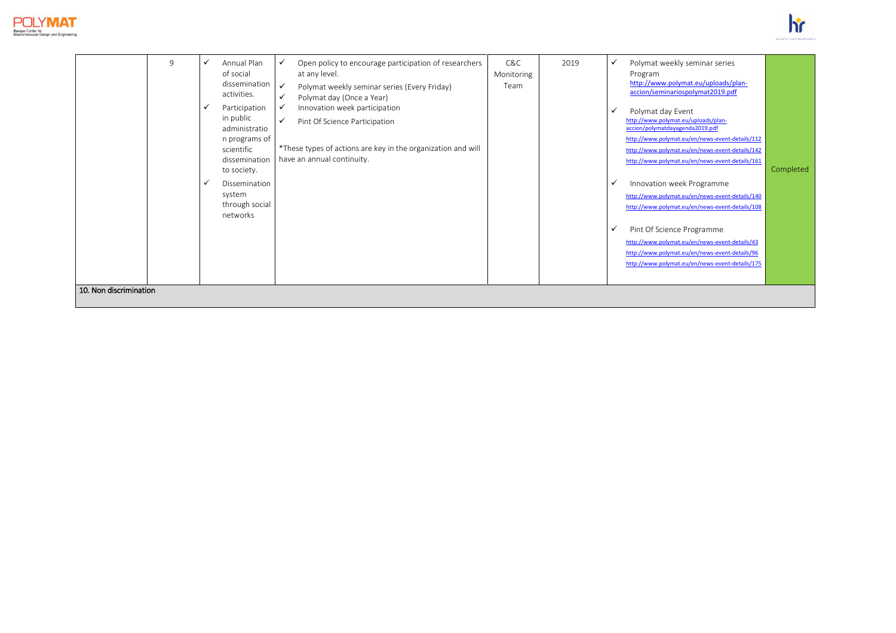| | 9 | ✓ Annual Plan of social dissemination activities.<br>✓ Participation in public administration programs of scientific dissemination to society.<br>✓ Dissemination system through social networks | ✓ Open policy to encourage participation of researchers at any level.<br>✓ Polymat weekly seminar series (Every Friday)<br>✓ Polymat day (Once a Year)<br>✓ Innovation week participation<br>✓ Pint Of Science Participation<br><br>*These types of actions are key in the organization and will have an annual continuity. | C&C Monitoring Team | 2019 | ✓ Polymat weekly seminar series Program http://www.polymat.eu/uploads/plan-accion/seminariospolymat2019.pdf<br>✓ Polymat day Event http://www.polymat.eu/uploads/plan-accion/polymatdayagenda2019.pdf http://www.polymat.eu/en/news-event-details/112 http://www.polymat.eu/en/news-event-details/142 http://www.polymat.eu/en/news-event-details/161<br>✓ Innovation week Programme http://www.polymat.eu/en/news-event-details/140 http://www.polymat.eu/en/news-event-details/108<br>✓ Pint Of Science Programme http://www.polymat.eu/en/news-event-details/43 http://www.polymat.eu/en/news-event-details/96 http://www.polymat.eu/en/news-event-details/175 | Completed |
|---|---|---|---|---|---|---|---|
| **10. Non discrimination** | | | | | | | |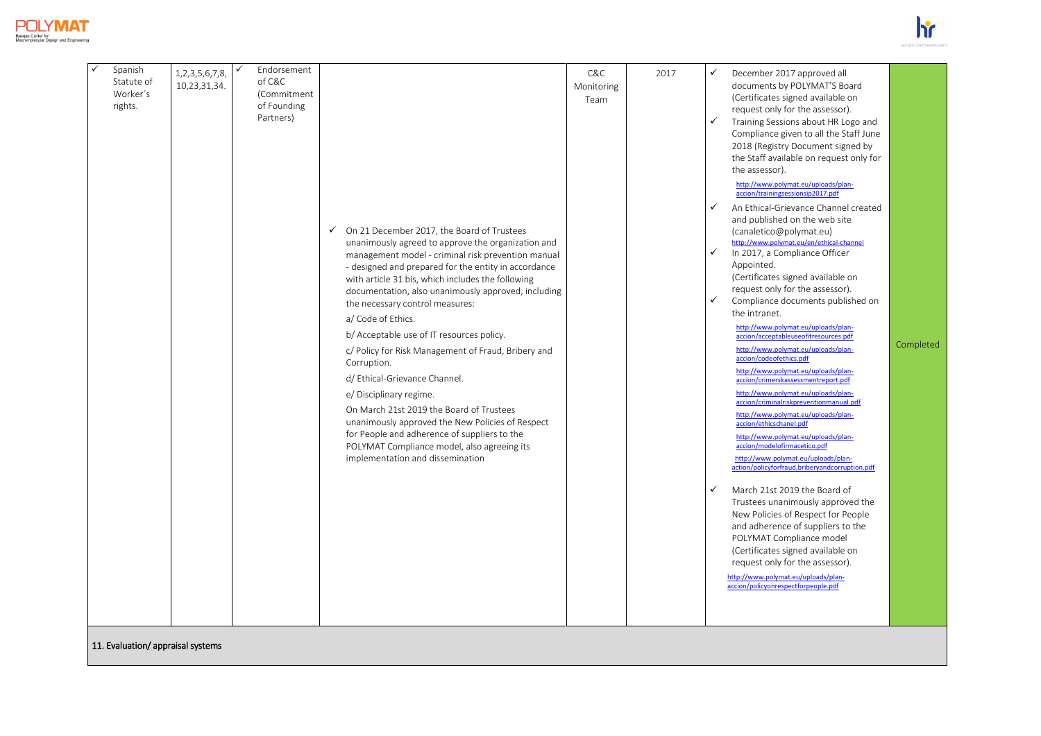| | | | | | | |
|---|---|---|---|---|---|---|
| ✓ Spanish Statute of Worker´s rights. | 1,2,3,5,6,7,8, 10,23,31,34. | ✓ Endorsement of C&C (Commitment of Founding Partners) | ✓ On 21 December 2017, the Board of Trustees unanimously agreed to approve the organization and management model - criminal risk prevention manual - designed and prepared for the entity in accordance with article 31 bis, which includes the following documentation, also unanimously approved, including the necessary control measures:<br>a/ Code of Ethics.<br>b/ Acceptable use of IT resources policy.<br>c/ Policy for Risk Management of Fraud, Bribery and Corruption.<br>d/ Ethical-Grievance Channel.<br>e/ Disciplinary regime.<br>On March 21st 2019 the Board of Trustees unanimously approved the New Policies of Respect for People and adherence of suppliers to the POLYMAT Compliance model, also agreeing its implementation and dissemination | C&C Monitoring Team | 2017 | ✓ December 2017 approved all documents by POLYMAT'S Board (Certificates signed available on request only for the assessor).<br>✓ Training Sessions about HR Logo and Compliance given to all the Staff June 2018 (Registry Document signed by the Staff available on request only for the assessor).<br>http://www.polymat.eu/uploads/plan-accion/trainingsessionsjp2017.pdf<br>✓ An Ethical-Grievance Channel created and published on the web site (canaletico@polymat.eu)<br>http://www.polymat.eu/en/ethical-channel<br>✓ In 2017, a Compliance Officer Appointed.<br>(Certificates signed available on request only for the assessor).<br>✓ Compliance documents published on the intranet.<br>http://www.polymat.eu/uploads/plan-accion/acceptableuseofitresources.pdf<br>http://www.polymat.eu/uploads/plan-accion/codeofethics.pdf<br>http://www.polymat.eu/uploads/plan-accion/crimerskassessmentreport.pdf<br>http://www.polymat.eu/uploads/plan-accion/criminalriskpreventionmanual.pdf<br>http://www.polymat.eu/uploads/plan-accion/ethicschanel.pdf<br>http://www.polymat.eu/uploads/plan-accion/modelofirmacetico.pdf<br>http://www.polymat.eu/uploads/plan-action/policyforfraud,briberyandcorruption.pdf<br>✓ March 21st 2019 the Board of Trustees unanimously approved the New Policies of Respect for People and adherence of suppliers to the POLYMAT Compliance model (Certificates signed available on request only for the assessor).<br>http://www.polymat.eu/uploads/plan-accion/policyonrespectforpeople.pdf | Completed |
| **11. Evaluation/ appraisal systems** | | | | | | | |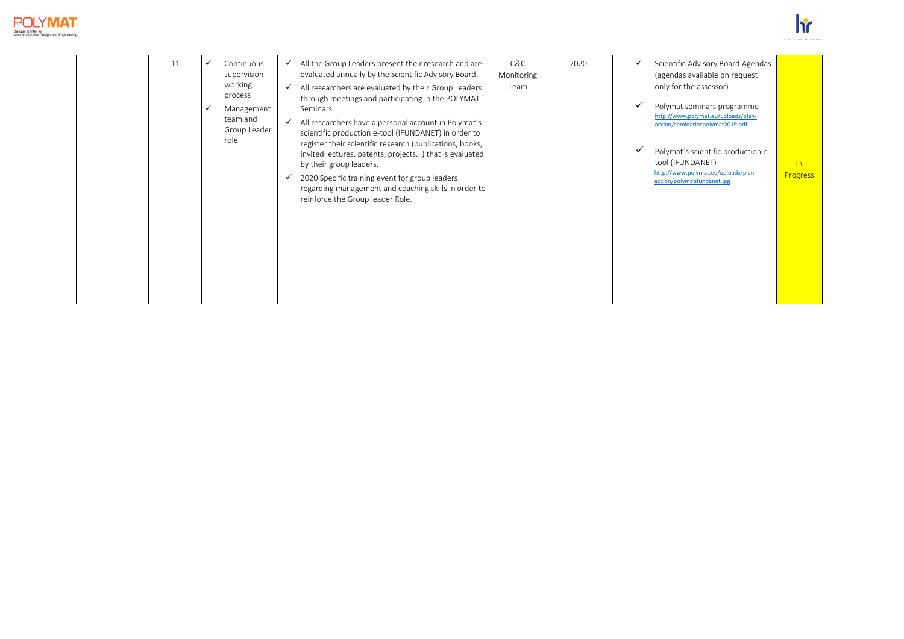|  | 11 | ✓ Continuous supervision working process<br>✓ Management team and Group Leader role | ✓ All the Group Leaders present their research and are evaluated annually by the Scientific Advisory Board.<br>✓ All researchers are evaluated by their Group Leaders through meetings and participating in the POLYMAT Seminars<br>✓ All researchers have a personal account in Polymat´s scientific production e-tool (IFUNDANET) in order to register their scientific research (publications, books, invited lectures, patents, projects…) that is evaluated by their group leaders.<br>✓ 2020 Specific training event for group leaders regarding management and coaching skills in order to reinforce the Group leader Role. | C&C Monitoring Team | 2020 | ✓ Scientific Advisory Board Agendas (agendas available on request only for the assessor)<br>✓ Polymat seminars programme http://www.polymat.eu/uploads/plan-accion/seminariospolymat2019.pdf<br>✓ Polymat´s scientific production e-tool (IFUNDANET) http://www.polymat.eu/uploads/plan-accion/polymatifundanet.jpg | In Progress |
|---|---|---|---|---|---|---|---|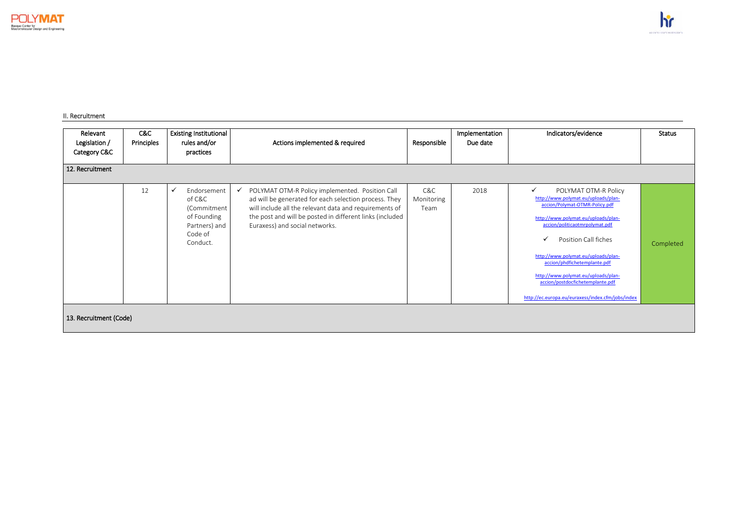II. Recruitment

| Relevant Legislation / Category C&C | C&C Principles | Existing Institutional rules and/or practices | Actions implemented & required | Responsible | Implementation Due date | Indicators/evidence | Status |
|---|---|---|---|---|---|---|---|
| **12. Recruitment** | | | | | | | |
| | 12 | ✓ Endorsement of C&C (Commitment of Founding Partners) and Code of Conduct. | ✓ POLYMAT OTM-R Policy implemented. Position Call ad will be generated for each selection process. They will include all the relevant data and requirements of the post and will be posted in different links (included Euraxess) and social networks. | C&C Monitoring Team | 2018 | ✓ POLYMAT OTM-R Policy http://www.polymat.eu/uploads/plan-accion/Polymat-OTMR-Policy.pdf http://www.polymat.eu/uploads/plan-accion/politicaotmrpolymat.pdf ✓ Position Call fiches http://www.polymat.eu/uploads/plan-accion/phdfichetemplante.pdf http://www.polymat.eu/uploads/plan-accion/postdocfichetemplante.pdf http://ec.europa.eu/euraxess/index.cfm/jobs/index | Completed |
| **13. Recruitment (Code)** | | | | | | | |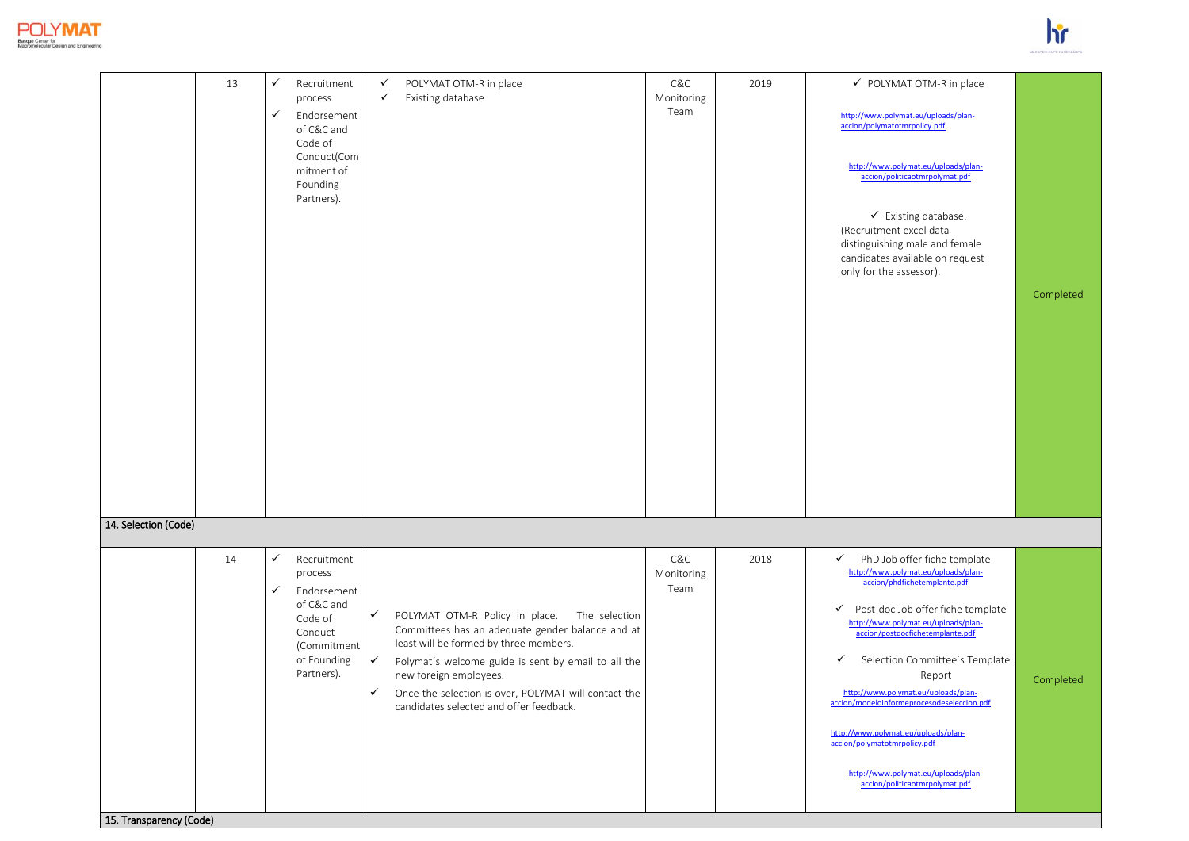| | | | | | | | |
|---|---|---|---|---|---|---|---|
| | 13 | ✓ Recruitment process<br>✓ Endorsement of C&C and Code of Conduct(Commitment of Founding Partners). | ✓ POLYMAT OTM-R in place<br>✓ Existing database | C&C Monitoring Team | 2019 | ✓ POLYMAT OTM-R in place<br>http://www.polymat.eu/uploads/plan-accion/polymatotmrpolicy.pdf<br>http://www.polymat.eu/uploads/plan-accion/politicaotmrpolymat.pdf<br>✓ Existing database. (Recruitment excel data distinguishing male and female candidates available on request only for the assessor). | Completed |
| **14. Selection (Code)** | | | | | | | |
| | 14 | ✓ Recruitment process<br>✓ Endorsement of C&C and Code of Conduct (Commitment of Founding Partners). | ✓ POLYMAT OTM-R Policy in place. The selection Committees has an adequate gender balance and at least will be formed by three members.<br>✓ Polymat´s welcome guide is sent by email to all the new foreign employees.<br>✓ Once the selection is over, POLYMAT will contact the candidates selected and offer feedback. | C&C Monitoring Team | 2018 | ✓ PhD Job offer fiche template http://www.polymat.eu/uploads/plan-accion/phdfichetemplante.pdf<br>✓ Post-doc Job offer fiche template http://www.polymat.eu/uploads/plan-accion/postdocfichetemplante.pdf<br>✓ Selection Committee´s Template Report http://www.polymat.eu/uploads/plan-accion/modeloinformeprocesodeseleccion.pdf<br>http://www.polymat.eu/uploads/plan-accion/polymatotmrpolicy.pdf<br>http://www.polymat.eu/uploads/plan-accion/politicaotmrpolymat.pdf | Completed |
| **15. Transparency (Code)** | | | | | | | |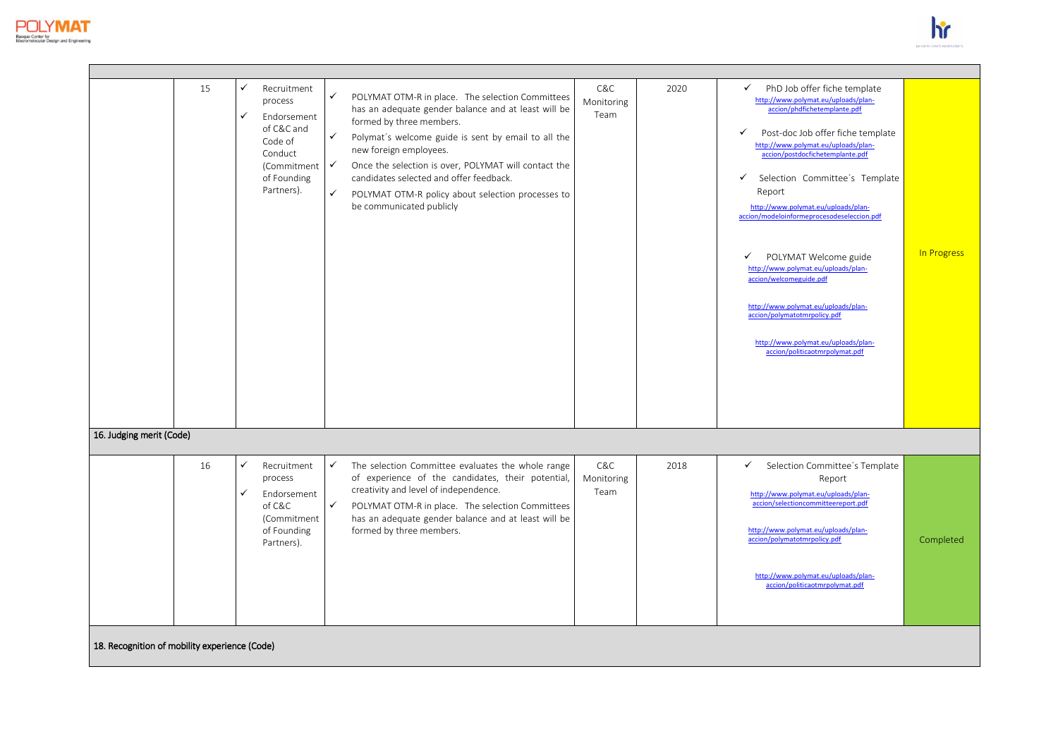| | | | | | | | |
|---|---|---|---|---|---|---|---|
| | 15 | ✓ Recruitment process<br>✓ Endorsement of C&C and Code of Conduct (Commitment of Founding Partners). | ✓ POLYMAT OTM-R in place. The selection Committees has an adequate gender balance and at least will be formed by three members.<br>✓ Polymat´s welcome guide is sent by email to all the new foreign employees.<br>✓ Once the selection is over, POLYMAT will contact the candidates selected and offer feedback.<br>✓ POLYMAT OTM-R policy about selection processes to be communicated publicly | C&C Monitoring Team | 2020 | ✓ PhD Job offer fiche template http://www.polymat.eu/uploads/plan-accion/phdfichetemplante.pdf<br>✓ Post-doc Job offer fiche template http://www.polymat.eu/uploads/plan-accion/postdocfichetemplante.pdf<br>✓ Selection Committee´s Template Report http://www.polymat.eu/uploads/plan-accion/modeloinformeprocesodeseleccion.pdf<br>✓ POLYMAT Welcome guide http://www.polymat.eu/uploads/plan-accion/welcomeguide.pdf<br>http://www.polymat.eu/uploads/plan-accion/polymatotmrpolicy.pdf<br>http://www.polymat.eu/uploads/plan-accion/politicaotmrpolymat.pdf | In Progress |
| **16. Judging merit (Code)** | | | | | | | |
| | 16 | ✓ Recruitment process<br>✓ Endorsement of C&C (Commitment of Founding Partners). | ✓ The selection Committee evaluates the whole range of experience of the candidates, their potential, creativity and level of independence.<br>✓ POLYMAT OTM-R in place. The selection Committees has an adequate gender balance and at least will be formed by three members. | C&C Monitoring Team | 2018 | ✓ Selection Committee´s Template Report http://www.polymat.eu/uploads/plan-accion/selectioncommitteereport.pdf<br>http://www.polymat.eu/uploads/plan-accion/polymatotmrpolicy.pdf<br>http://www.polymat.eu/uploads/plan-accion/politicaotmrpolymat.pdf | Completed |
| **18. Recognition of mobility experience (Code)** | | | | | | | |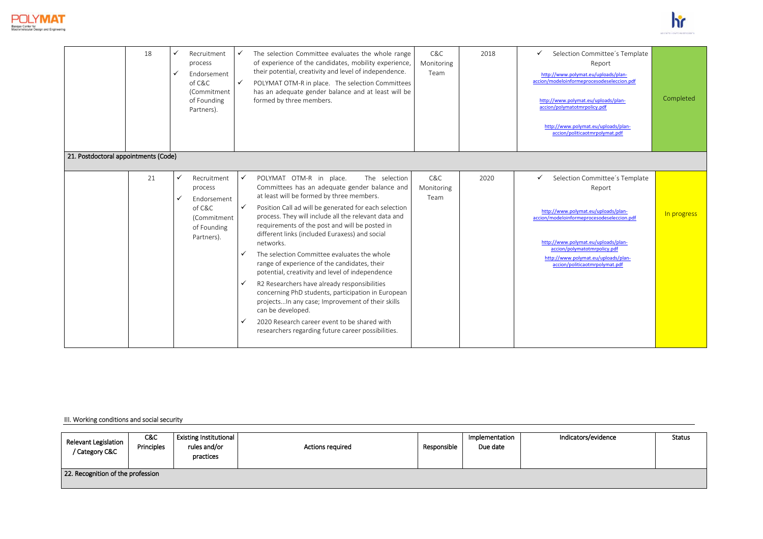| | 18 | ✓ Recruitment process<br>✓ Endorsement of C&C (Commitment of Founding Partners). | ✓ The selection Committee evaluates the whole range of experience of the candidates, mobility experience, their potential, creativity and level of independence.<br>✓ POLYMAT OTM-R in place. The selection Committees has an adequate gender balance and at least will be formed by three members. | C&C Monitoring Team | 2018 | ✓ Selection Committee´s Template Report<br>http://www.polymat.eu/uploads/plan-accion/modeloinformeprocesodeseleccion.pdf<br>http://www.polymat.eu/uploads/plan-accion/polymatotmrpolicy.pdf<br>http://www.polymat.eu/uploads/plan-accion/politicaotmrpolymat.pdf | Completed |
|---|---|---|---|---|---|---|---|
| **21. Postdoctoral appointments (Code)** | | | | | | | |
| | 21 | ✓ Recruitment process<br>✓ Endorsement of C&C (Commitment of Founding Partners). | ✓ POLYMAT OTM-R in place. The selection Committees has an adequate gender balance and at least will be formed by three members.<br>✓ Position Call ad will be generated for each selection process. They will include all the relevant data and requirements of the post and will be posted in different links (included Euraxess) and social networks.<br>✓ The selection Committee evaluates the whole range of experience of the candidates, their potential, creativity and level of independence<br>✓ R2 Researchers have already responsibilities concerning PhD students, participation in European projects...In any case; Improvement of their skills can be developed.<br>✓ 2020 Research career event to be shared with researchers regarding future career possibilities. | C&C Monitoring Team | 2020 | ✓ Selection Committee´s Template Report<br>http://www.polymat.eu/uploads/plan-accion/modeloinformeprocesodeseleccion.pdf<br>http://www.polymat.eu/uploads/plan-accion/polymatotmrpolicy.pdf<br>http://www.polymat.eu/uploads/plan-accion/politicaotmrpolymat.pdf | In progress |

III. Working conditions and social security

| Relevant Legislation / Category C&C | C&C Principles | Existing Institutional rules and/or practices | Actions required | Responsible | Implementation Due date | Indicators/evidence | Status |
|---|---|---|---|---|---|---|---|
| **22. Recognition of the profession** | | | | | | | |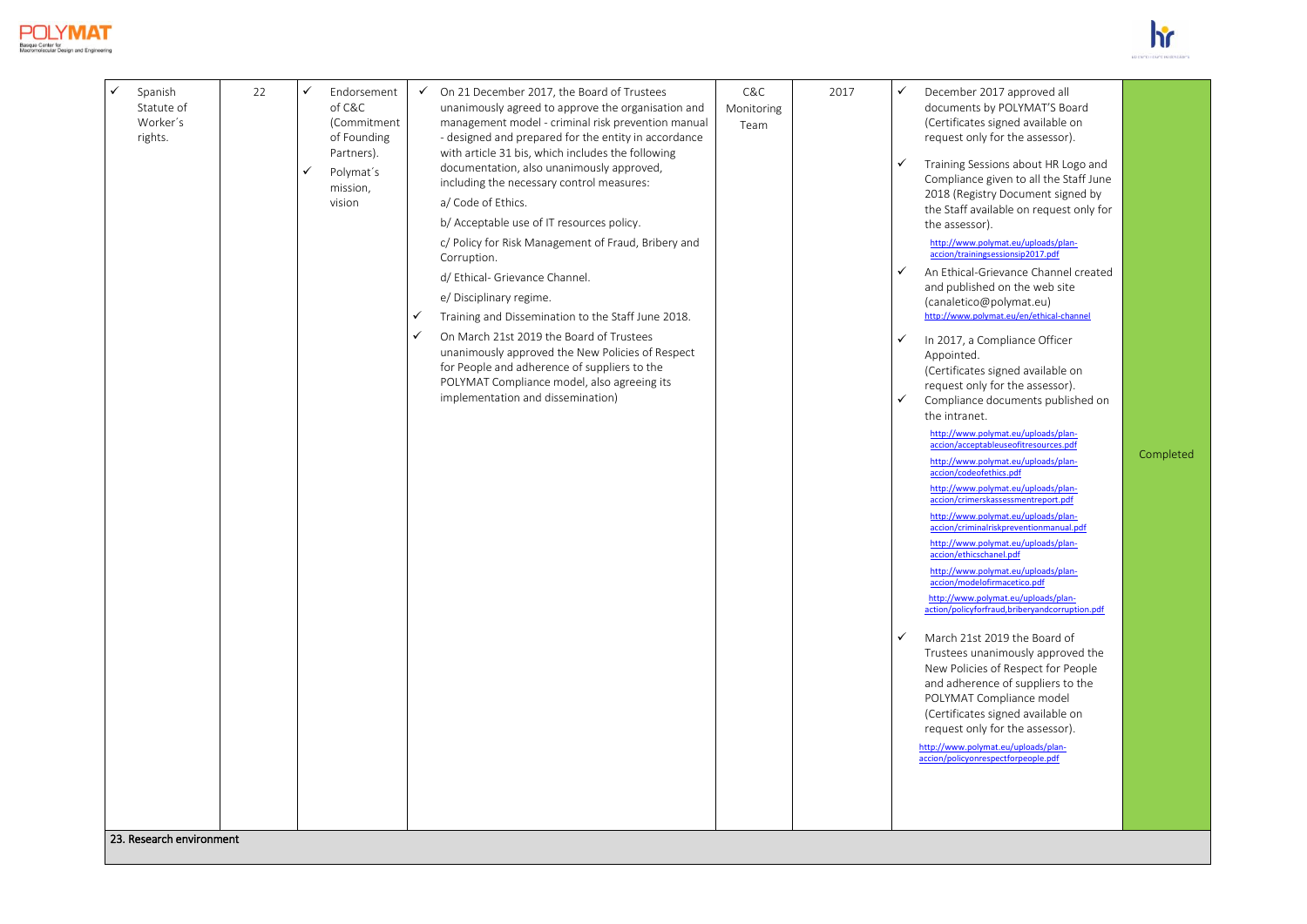| ✓ Spanish Statute of Worker´s rights. | 22 | ✓ Endorsement of C&C (Commitment of Founding Partners).<br>✓ Polymat´s mission, vision | ✓ On 21 December 2017, the Board of Trustees unanimously agreed to approve the organisation and management model - criminal risk prevention manual - designed and prepared for the entity in accordance with article 31 bis, which includes the following documentation, also unanimously approved, including the necessary control measures:<br>a/ Code of Ethics.<br>b/ Acceptable use of IT resources policy.<br>c/ Policy for Risk Management of Fraud, Bribery and Corruption.<br>d/ Ethical- Grievance Channel.<br>e/ Disciplinary regime.<br>✓ Training and Dissemination to the Staff June 2018.<br>✓ On March 21st 2019 the Board of Trustees unanimously approved the New Policies of Respect for People and adherence of suppliers to the POLYMAT Compliance model, also agreeing its implementation and dissemination) | C&C Monitoring Team | 2017 | ✓ December 2017 approved all documents by POLYMAT'S Board (Certificates signed available on request only for the assessor).<br>✓ Training Sessions about HR Logo and Compliance given to all the Staff June 2018 (Registry Document signed by the Staff available on request only for the assessor).<br>http://www.polymat.eu/uploads/plan-accion/trainingsessionsip2017.pdf<br>✓ An Ethical-Grievance Channel created and published on the web site (canaletico@polymat.eu)<br>http://www.polymat.eu/en/ethical-channel<br>✓ In 2017, a Compliance Officer Appointed. (Certificates signed available on request only for the assessor).<br>✓ Compliance documents published on the intranet.<br>http://www.polymat.eu/uploads/plan-accion/acceptableuseofitresources.pdf<br>http://www.polymat.eu/uploads/plan-accion/codeofethics.pdf<br>http://www.polymat.eu/uploads/plan-accion/crimerskassessmentreport.pdf<br>http://www.polymat.eu/uploads/plan-accion/criminalriskpreventionmanual.pdf<br>http://www.polymat.eu/uploads/plan-accion/ethicschanel.pdf<br>http://www.polymat.eu/uploads/plan-accion/modelofirmacetico.pdf<br>http://www.polymat.eu/uploads/plan-action/policyforfraud,briberyandcorruption.pdf<br>✓ March 21st 2019 the Board of Trustees unanimously approved the New Policies of Respect for People and adherence of suppliers to the POLYMAT Compliance model (Certificates signed available on request only for the assessor).<br>http://www.polymat.eu/uploads/plan-accion/policyonrespectforpeople.pdf | Completed |
|---|---|---|---|---|---|---|---|
| **23. Research environment** | | | | | | | |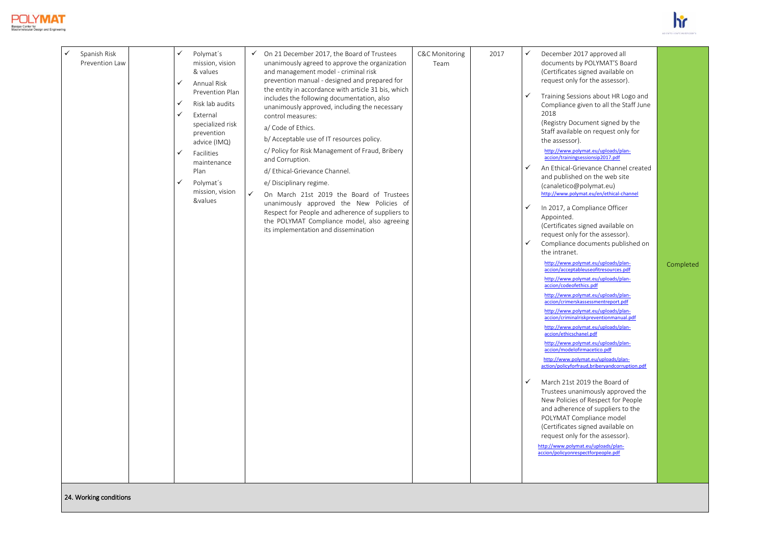| | | | | | | | |
|---|---|---|---|---|---|---|---|
| ✓ Spanish Risk Prevention Law | | ✓ Polymat´s mission, vision & values<br>✓ Annual Risk Prevention Plan<br>✓ Risk lab audits<br>✓ External specialized risk prevention advice (IMQ)<br>✓ Facilities maintenance Plan<br>✓ Polymat´s mission, vision &values | ✓ On 21 December 2017, the Board of Trustees unanimously agreed to approve the organization and management model - criminal risk prevention manual - designed and prepared for the entity in accordance with article 31 bis, which includes the following documentation, also unanimously approved, including the necessary control measures:<br>a/ Code of Ethics.<br>b/ Acceptable use of IT resources policy.<br>c/ Policy for Risk Management of Fraud, Bribery and Corruption.<br>d/ Ethical-Grievance Channel.<br>e/ Disciplinary regime.<br>✓ On March 21st 2019 the Board of Trustees unanimously approved the New Policies of Respect for People and adherence of suppliers to the POLYMAT Compliance model, also agreeing its implementation and dissemination | C&C Monitoring Team | 2017 | ✓ December 2017 approved all documents by POLYMAT'S Board (Certificates signed available on request only for the assessor).<br>✓ Training Sessions about HR Logo and Compliance given to all the Staff June 2018 (Registry Document signed by the Staff available on request only for the assessor). http://www.polymat.eu/uploads/plan-accion/trainingsessionsip2017.pdf<br>✓ An Ethical-Grievance Channel created and published on the web site (canaletico@polymat.eu) http://www.polymat.eu/en/ethical-channel<br>✓ In 2017, a Compliance Officer Appointed. (Certificates signed available on request only for the assessor).<br>✓ Compliance documents published on the intranet. http://www.polymat.eu/uploads/plan-accion/acceptableuseofitresources.pdf http://www.polymat.eu/uploads/plan-accion/codeofethics.pdf http://www.polymat.eu/uploads/plan-accion/crimerskassessmentreport.pdf http://www.polymat.eu/uploads/plan-accion/criminalriskpreventionmanual.pdf http://www.polymat.eu/uploads/plan-accion/ethicschanel.pdf http://www.polymat.eu/uploads/plan-accion/modelofirmacetico.pdf http://www.polymat.eu/uploads/plan-action/policyforfraud,briberyandcorruption.pdf<br>✓ March 21st 2019 the Board of Trustees unanimously approved the New Policies of Respect for People and adherence of suppliers to the POLYMAT Compliance model (Certificates signed available on request only for the assessor). http://www.polymat.eu/uploads/plan-accion/policyonrespectforpeople.pdf | Completed |
| **24. Working conditions** | | | | | | | |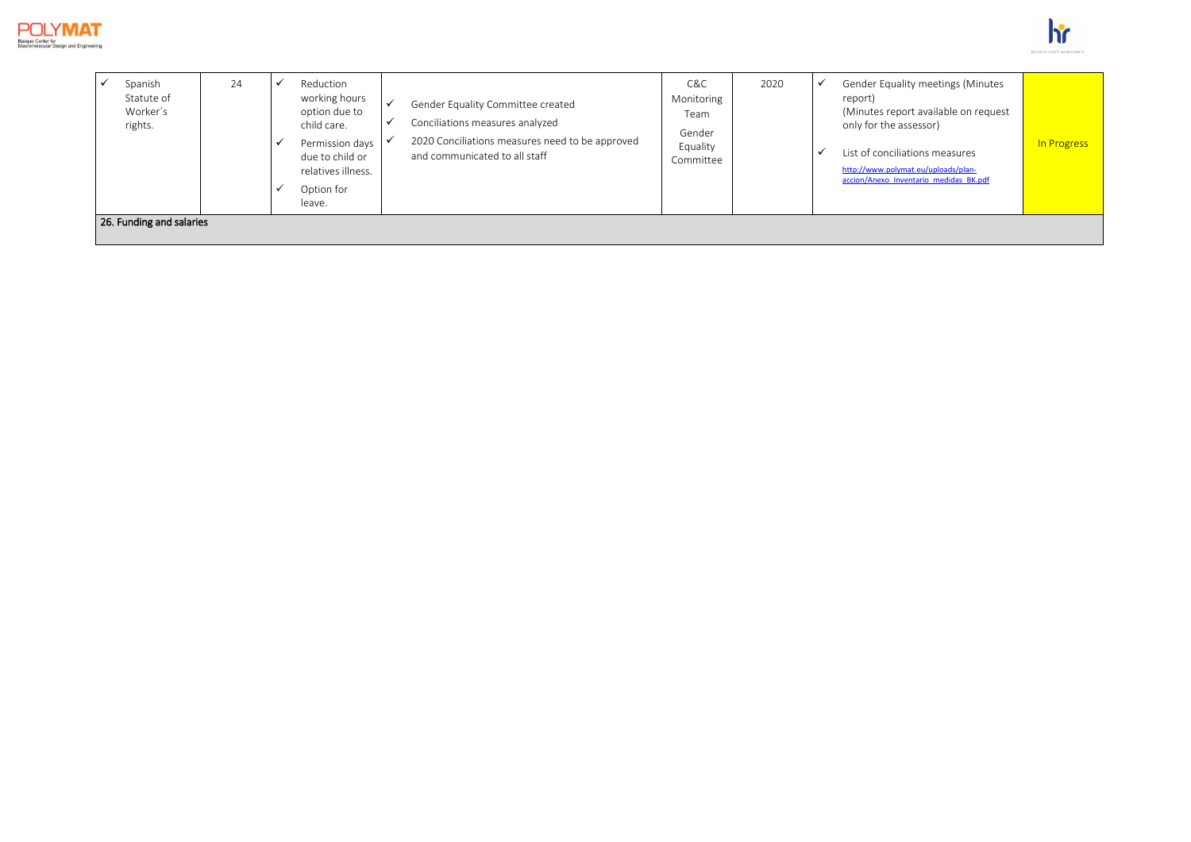| | | | | | | |
|---|---|---|---|---|---|---|
| ✓ Spanish Statute of Worker´s rights. | 24 | ✓ Reduction working hours option due to child care.<br>✓ Permission days due to child or relatives illness.<br>✓ Option for leave. | ✓ Gender Equality Committee created<br>✓ Conciliations measures analyzed<br>✓ 2020 Conciliations measures need to be approved and communicated to all staff | C&C Monitoring Team<br>Gender Equality Committee | 2020 | ✓ Gender Equality meetings (Minutes report)<br>(Minutes report available on request only for the assessor)<br>✓ List of conciliations measures<br>http://www.polymat.eu/uploads/plan-accion/Anexo_Inventario_medidas_BK.pdf | In Progress |
| **26. Funding and salaries** | | | | | | | |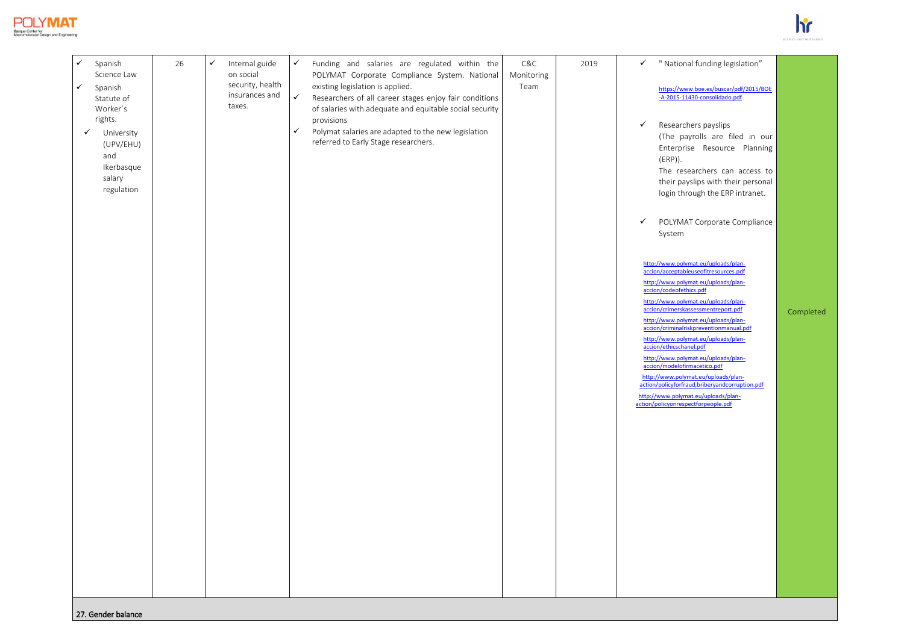| | | | | | | | |
|---|---|---|---|---|---|---|---|
| ✓ Spanish Science Law<br>✓ Spanish Statute of Worker´s rights.<br>✓ University (UPV/EHU) and Ikerbasque salary regulation | 26 | ✓ Internal guide on social security, health insurances and taxes. | ✓ Funding and salaries are regulated within the POLYMAT Corporate Compliance System. National existing legislation is applied.<br>✓ Researchers of all career stages enjoy fair conditions of salaries with adequate and equitable social security provisions<br>✓ Polymat salaries are adapted to the new legislation referred to Early Stage researchers. | C&C Monitoring Team | 2019 | ✓ " National funding legislation"<br>https://www.boe.es/buscar/pdf/2015/BOE-A-2015-11430-consolidado.pdf<br>✓ Researchers payslips (The payrolls are filed in our Enterprise Resource Planning (ERP)). The researchers can access to their payslips with their personal login through the ERP intranet.<br>✓ POLYMAT Corporate Compliance System<br>http://www.polymat.eu/uploads/plan-accion/acceptableuseofitresources.pdf<br>http://www.polymat.eu/uploads/plan-accion/codeofethics.pdf<br>http://www.polymat.eu/uploads/plan-accion/crimerskassessmentreport.pdf<br>http://www.polymat.eu/uploads/plan-accion/criminalriskpreventionmanual.pdf<br>http://www.polymat.eu/uploads/plan-accion/ethicschanel.pdf<br>http://www.polymat.eu/uploads/plan-accion/modelofirmacetico.pdf<br>http://www.polymat.eu/uploads/plan-action/policyforfraud,briberyandcorruption.pdf<br>http://www.polymat.eu/uploads/plan-action/policyonrespectforpeople.pdf | Completed |
| **27. Gender balance** | | | | | | | |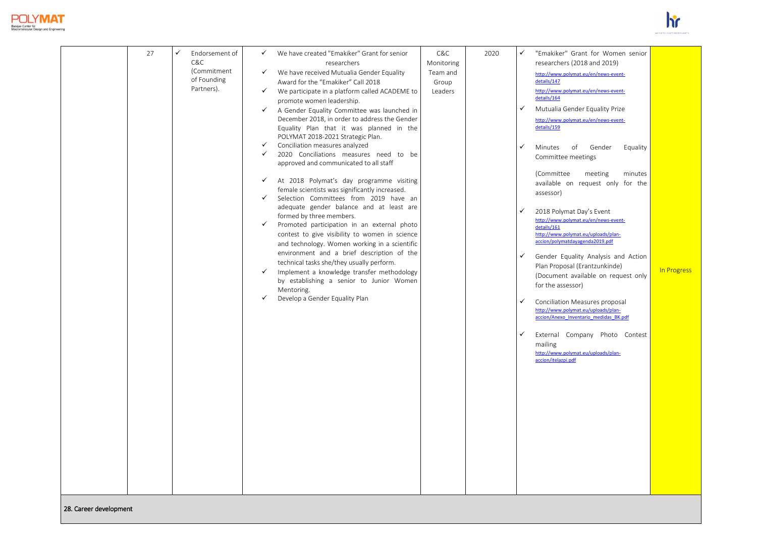|  | 27 | ✓ Endorsement of C&C (Commitment of Founding Partners). | ✓ We have created "Emakiker" Grant for senior researchers<br>✓ We have received Mutualia Gender Equality Award for the "Emakiker" Call 2018<br>✓ We participate in a platform called ACADEME to promote women leadership.<br>✓ A Gender Equality Committee was launched in December 2018, in order to address the Gender Equality Plan that it was planned in the POLYMAT 2018-2021 Strategic Plan.<br>✓ Conciliation measures analyzed<br>✓ 2020 Conciliations measures need to be approved and communicated to all staff<br>✓ At 2018 Polymat's day programme visiting female scientists was significantly increased.<br>✓ Selection Committees from 2019 have an adequate gender balance and at least are formed by three members.<br>✓ Promoted participation in an external photo contest to give visibility to women in science and technology. Women working in a scientific environment and a brief description of the technical tasks she/they usually perform.<br>✓ Implement a knowledge transfer methodology by establishing a senior to Junior Women Mentoring.<br>✓ Develop a Gender Equality Plan | C&C Monitoring Team and Group Leaders | 2020 | ✓ "Emakiker" Grant for Women senior researchers (2018 and 2019)<br>http://www.polymat.eu/en/news-event-details/147<br>http://www.polymat.eu/en/news-event-details/164<br>✓ Mutualia Gender Equality Prize<br>http://www.polymat.eu/en/news-event-details/159<br>✓ Minutes of Gender Equality Committee meetings<br>(Committee meeting minutes available on request only for the assessor)<br>✓ 2018 Polymat Day's Event<br>http://www.polymat.eu/en/news-event-details/161<br>http://www.polymat.eu/uploads/plan-accion/polymatdayagenda2019.pdf<br>✓ Gender Equality Analysis and Action Plan Proposal (Erantzunkinde) (Document available on request only for the assessor)<br>✓ Conciliation Measures proposal<br>http://www.polymat.eu/uploads/plan-accion/Anexo_Inventario_medidas_BK.pdf<br>✓ External Company Photo Contest mailing<br>http://www.polymat.eu/uploads/plan-accion/itelazpi.pdf | In Progress |
|---|---|---|---|---|---|---|---|
| 28. Career development | | | | | | | |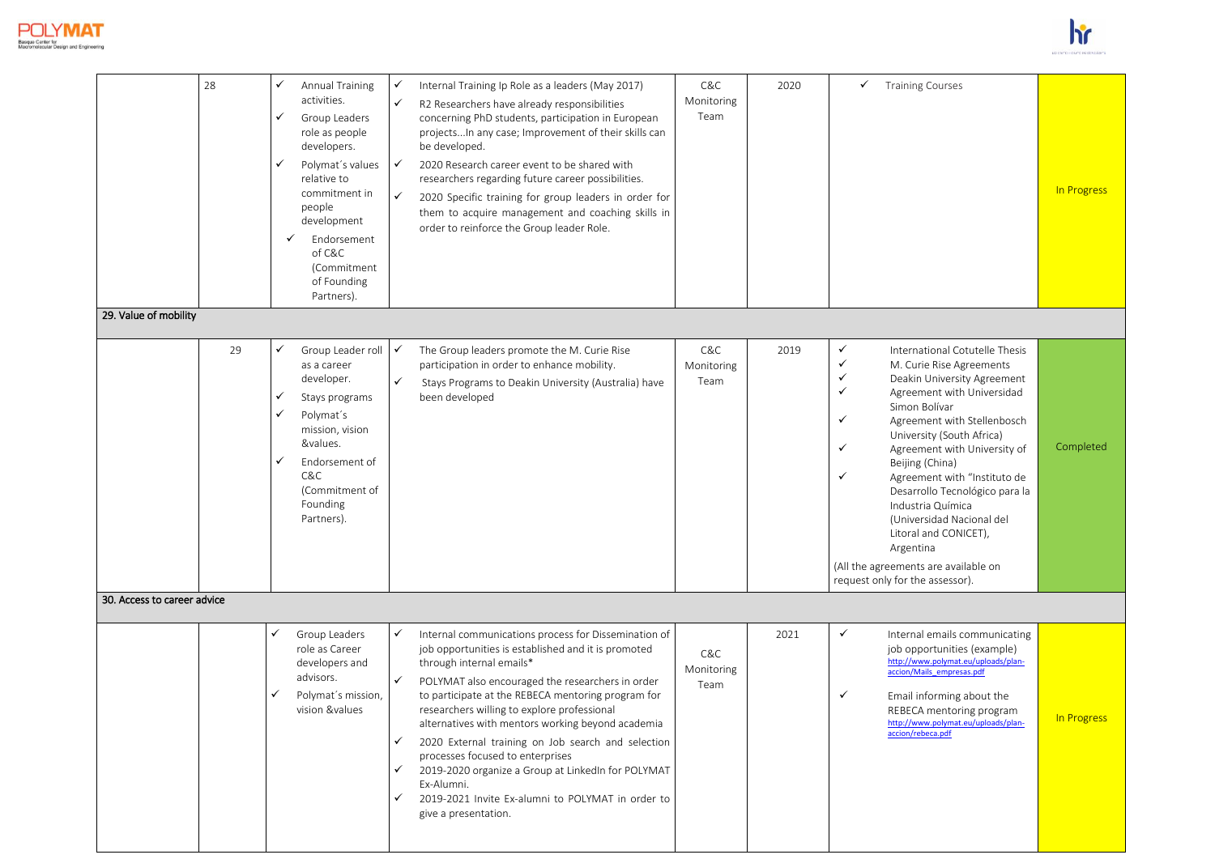| | | | | | | | |
|---|---|---|---|---|---|---|---|
| | 28 | ✓ Annual Training activities.<br>✓ Group Leaders role as people developers.<br>✓ Polymat´s values relative to commitment in people development<br>✓ Endorsement of C&C (Commitment of Founding Partners). | ✓ Internal Training Ip Role as a leaders (May 2017)<br>✓ R2 Researchers have already responsibilities concerning PhD students, participation in European projects...In any case; Improvement of their skills can be developed.<br>✓ 2020 Research career event to be shared with researchers regarding future career possibilities.<br>✓ 2020 Specific training for group leaders in order for them to acquire management and coaching skills in order to reinforce the Group leader Role. | C&C Monitoring Team | 2020 | ✓ Training Courses | In Progress |
| **29. Value of mobility** | | | | | | | |
| | 29 | ✓ Group Leader roll as a career developer.<br>✓ Stays programs<br>✓ Polymat´s mission, vision &values.<br>✓ Endorsement of C&C (Commitment of Founding Partners). | ✓ The Group leaders promote the M. Curie Rise participation in order to enhance mobility.<br>✓ Stays Programs to Deakin University (Australia) have been developed | C&C Monitoring Team | 2019 | ✓ International Cotutelle Thesis<br>✓ M. Curie Rise Agreements<br>✓ Deakin University Agreement<br>✓ Agreement with Universidad Simon Bolívar<br>✓ Agreement with Stellenbosch University (South Africa)<br>✓ Agreement with University of Beijing (China)<br>✓ Agreement with "Instituto de Desarrollo Tecnológico para la Industria Química (Universidad Nacional del Litoral and CONICET), Argentina<br>(All the agreements are available on request only for the assessor). | Completed |
| **30. Access to career advice** | | | | | | | |
| | | ✓ Group Leaders role as Career developers and advisors.<br>✓ Polymat´s mission, vision &values | ✓ Internal communications process for Dissemination of job opportunities is established and it is promoted through internal emails*<br>✓ POLYMAT also encouraged the researchers in order to participate at the REBECA mentoring program for researchers willing to explore professional alternatives with mentors working beyond academia<br>✓ 2020 External training on Job search and selection processes focused to enterprises<br>✓ 2019-2020 organize a Group at LinkedIn for POLYMAT Ex-Alumni.<br>✓ 2019-2021 Invite Ex-alumni to POLYMAT in order to give a presentation. | C&C Monitoring Team | 2021 | ✓ Internal emails communicating job opportunities (example) http://www.polymat.eu/uploads/plan-accion/Mails_empresas.pdf<br>✓ Email informing about the REBECA mentoring program http://www.polymat.eu/uploads/plan-accion/rebeca.pdf | In Progress |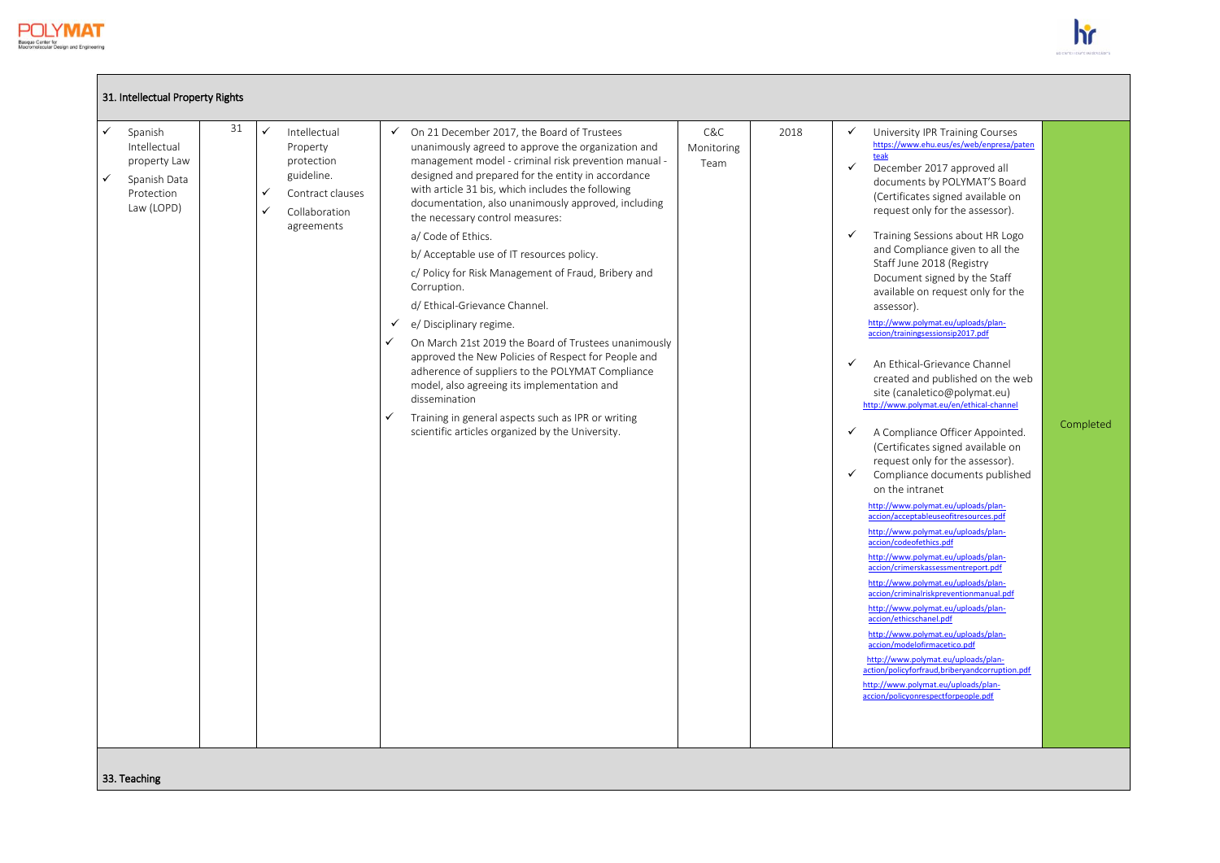## 31. Intellectual Property Rights

| | | | | | | | |
|---|---|---|---|---|---|---|---|
| ✓ Spanish Intellectual property Law<br>✓ Spanish Data Protection Law (LOPD) | 31 | ✓ Intellectual Property protection guideline.<br>✓ Contract clauses<br>✓ Collaboration agreements | ✓ On 21 December 2017, the Board of Trustees unanimously agreed to approve the organization and management model - criminal risk prevention manual - designed and prepared for the entity in accordance with article 31 bis, which includes the following documentation, also unanimously approved, including the necessary control measures:<br>a/ Code of Ethics.<br>b/ Acceptable use of IT resources policy.<br>c/ Policy for Risk Management of Fraud, Bribery and Corruption.<br>d/ Ethical-Grievance Channel.<br>✓ e/ Disciplinary regime.<br>✓ On March 21st 2019 the Board of Trustees unanimously approved the New Policies of Respect for People and adherence of suppliers to the POLYMAT Compliance model, also agreeing its implementation and dissemination<br>✓ Training in general aspects such as IPR or writing scientific articles organized by the University. | C&C Monitoring Team | 2018 | ✓ University IPR Training Courses https://www.ehu.eus/es/web/enpresa/patenteak<br>✓ December 2017 approved all documents by POLYMAT'S Board (Certificates signed available on request only for the assessor).<br>✓ Training Sessions about HR Logo and Compliance given to all the Staff June 2018 (Registry Document signed by the Staff available on request only for the assessor).<br>http://www.polymat.eu/uploads/plan-accion/trainingsessionsjp2017.pdf<br>✓ An Ethical-Grievance Channel created and published on the web site (canaletico@polymat.eu) http://www.polymat.eu/en/ethical-channel<br>✓ A Compliance Officer Appointed. (Certificates signed available on request only for the assessor).<br>✓ Compliance documents published on the intranet<br>http://www.polymat.eu/uploads/plan-accion/acceptableuseofitresources.pdf<br>http://www.polymat.eu/uploads/plan-accion/codeofethics.pdf<br>http://www.polymat.eu/uploads/plan-accion/crimerskassessmentreport.pdf<br>http://www.polymat.eu/uploads/plan-accion/criminalriskpreventionmanual.pdf<br>http://www.polymat.eu/uploads/plan-accion/ethicschanel.pdf<br>http://www.polymat.eu/uploads/plan-accion/modelofirmacetico.pdf<br>http://www.polymat.eu/uploads/plan-action/policyforfraud,briberyandcorruption.pdf<br>http://www.polymat.eu/uploads/plan-accion/policyonrespectforpeople.pdf | Completed |

## 33. Teaching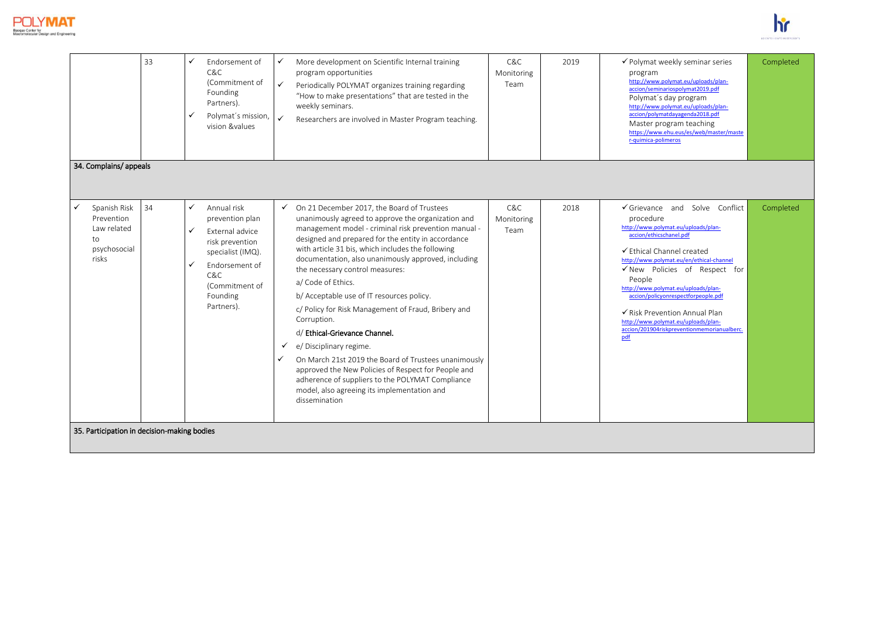| | | | | | | | |
|---|---|---|---|---|---|---|---|
| | 33 | ✓ Endorsement of C&C (Commitment of Founding Partners).<br>✓ Polymat´s mission, vision &values | ✓ More development on Scientific Internal training program opportunities<br>✓ Periodically POLYMAT organizes training regarding "How to make presentations" that are tested in the weekly seminars.<br>✓ Researchers are involved in Master Program teaching. | C&C Monitoring Team | 2019 | ✓ Polymat weekly seminar series program http://www.polymat.eu/uploads/plan-accion/seminariospolymat2019.pdf<br>Polymat´s day program http://www.polymat.eu/uploads/plan-accion/polymatdayagenda2018.pdf<br>Master program teaching https://www.ehu.eus/es/web/master/master-quimica-polimeros | Completed |
| **34. Complains/ appeals** | | | | | | | |
| ✓ Spanish Risk Prevention Law related to psychosocial risks | 34 | ✓ Annual risk prevention plan<br>✓ External advice risk prevention specialist (IMQ).<br>✓ Endorsement of C&C (Commitment of Founding Partners). | ✓ On 21 December 2017, the Board of Trustees unanimously agreed to approve the organization and management model - criminal risk prevention manual - designed and prepared for the entity in accordance with article 31 bis, which includes the following documentation, also unanimously approved, including the necessary control measures:<br>a/ Code of Ethics.<br>b/ Acceptable use of IT resources policy.<br>c/ Policy for Risk Management of Fraud, Bribery and Corruption.<br>d/ **Ethical-Grievance Channel.**<br>✓ e/ Disciplinary regime.<br>✓ On March 21st 2019 the Board of Trustees unanimously approved the New Policies of Respect for People and adherence of suppliers to the POLYMAT Compliance model, also agreeing its implementation and dissemination | C&C Monitoring Team | 2018 | ✓ Grievance and Solve Conflict procedure http://www.polymat.eu/uploads/plan-accion/ethicschanel.pdf<br>✓ Ethical Channel created http://www.polymat.eu/en/ethical-channel<br>✓ New Policies of Respect for People http://www.polymat.eu/uploads/plan-accion/policyonrespectforpeople.pdf<br>✓ Risk Prevention Annual Plan http://www.polymat.eu/uploads/plan-accion/201904riskpreventionmemorianualberc.pdf | Completed |
| **35. Participation in decision-making bodies** | | | | | | | |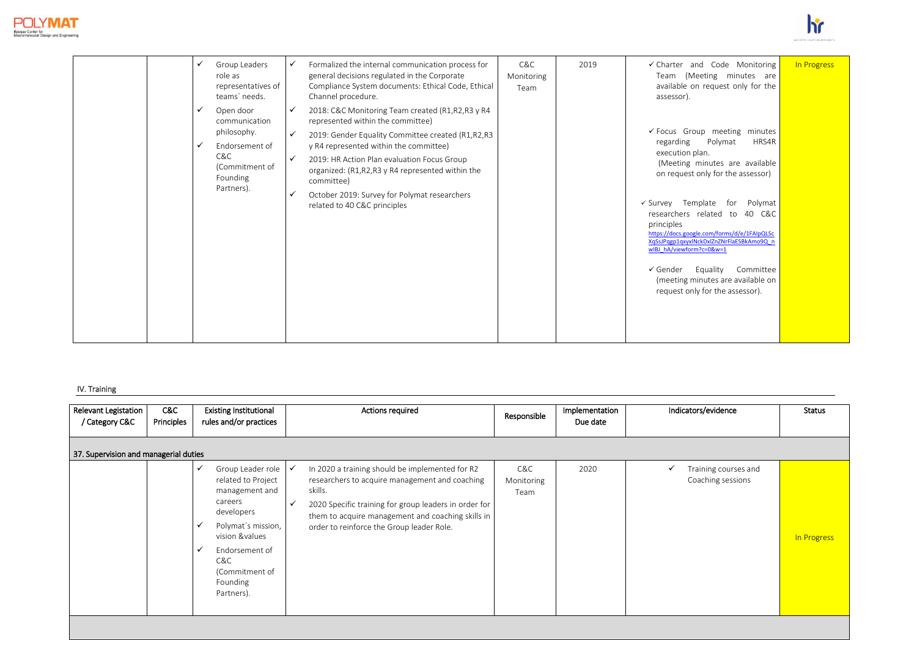| | | | | | | | |
|---|---|---|---|---|---|---|---|
| | | ✓ Group Leaders role as representatives of teams` needs.<br>✓ Open door communication philosophy.<br>✓ Endorsement of C&C (Commitment of Founding Partners). | ✓ Formalized the internal communication process for general decisions regulated in the Corporate Compliance System documents: Ethical Code, Ethical Channel procedure.<br>✓ 2018: C&C Monitoring Team created (R1,R2,R3 y R4 represented within the committee)<br>✓ 2019: Gender Equality Committee created (R1,R2,R3 y R4 represented within the committee)<br>✓ 2019: HR Action Plan evaluation Focus Group organized: (R1,R2,R3 y R4 represented within the committee)<br>✓ October 2019: Survey for Polymat researchers related to 40 C&C principles | C&C Monitoring Team | 2019 | ✓ Charter and Code Monitoring Team (Meeting minutes are available on request only for the assessor).<br>✓ Focus Group meeting minutes regarding Polymat HRS4R execution plan. (Meeting minutes are available on request only for the assessor)<br>✓ Survey Template for Polymat researchers related to 40 C&C principles https://docs.google.com/forms/d/e/1FAIpQLScXqSsJPqgp1qxyxlNckDxlZnZNrFlaESBkAmo9Q_nwlBJ_hA/viewform?c=0&w=1<br>✓ Gender Equality Committee (meeting minutes are available on request only for the assessor). | In Progress |

IV. Training

| Relevant Legislation / Category C&C | C&C Principles | Existing Institutional rules and/or practices | Actions required | Responsible | Implementation Due date | Indicators/evidence | Status |
|---|---|---|---|---|---|---|---|
| **37. Supervision and managerial duties** | | | | | | | |
| | | ✓ Group Leader role related to Project management and careers developers<br>✓ Polymat´s mission, vision &values<br>✓ Endorsement of C&C (Commitment of Founding Partners). | ✓ In 2020 a training should be implemented for R2 researchers to acquire management and coaching skills.<br>✓ 2020 Specific training for group leaders in order for them to acquire management and coaching skills in order to reinforce the Group leader Role. | C&C Monitoring Team | 2020 | ✓ Training courses and Coaching sessions | In Progress |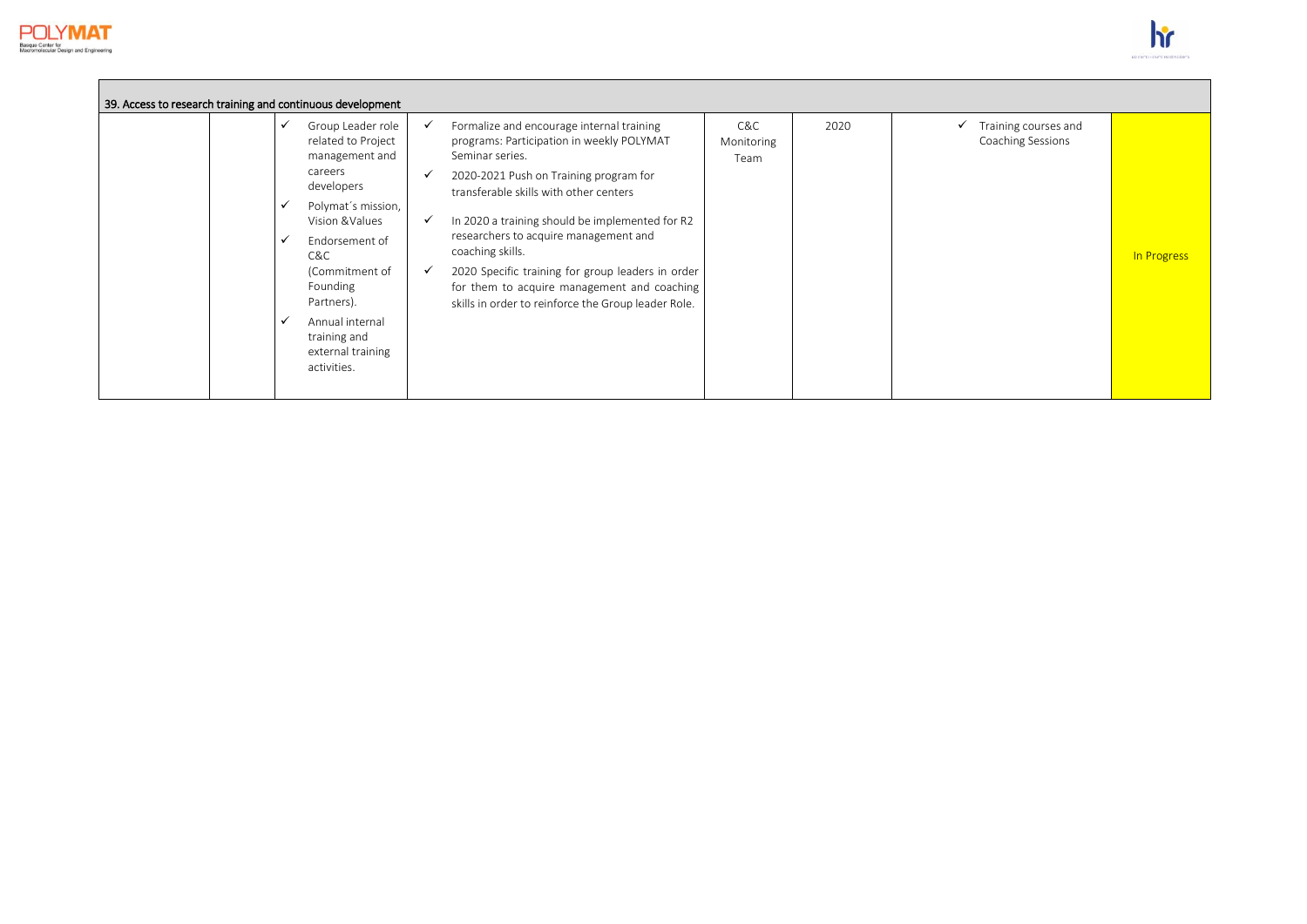| 39. Access to research training and continuous development | | | | | | | |
|---|---|---|---|---|---|---|---|
| | | ✓ Group Leader role related to Project management and careers developers<br>✓ Polymat´s mission, Vision &Values<br>✓ Endorsement of C&C (Commitment of Founding Partners).<br>✓ Annual internal training and external training activities. | ✓ Formalize and encourage internal training programs: Participation in weekly POLYMAT Seminar series.<br>✓ 2020-2021 Push on Training program for transferable skills with other centers<br>✓ In 2020 a training should be implemented for R2 researchers to acquire management and coaching skills.<br>✓ 2020 Specific training for group leaders in order for them to acquire management and coaching skills in order to reinforce the Group leader Role. | C&C Monitoring Team | 2020 | ✓ Training courses and Coaching Sessions | In Progress |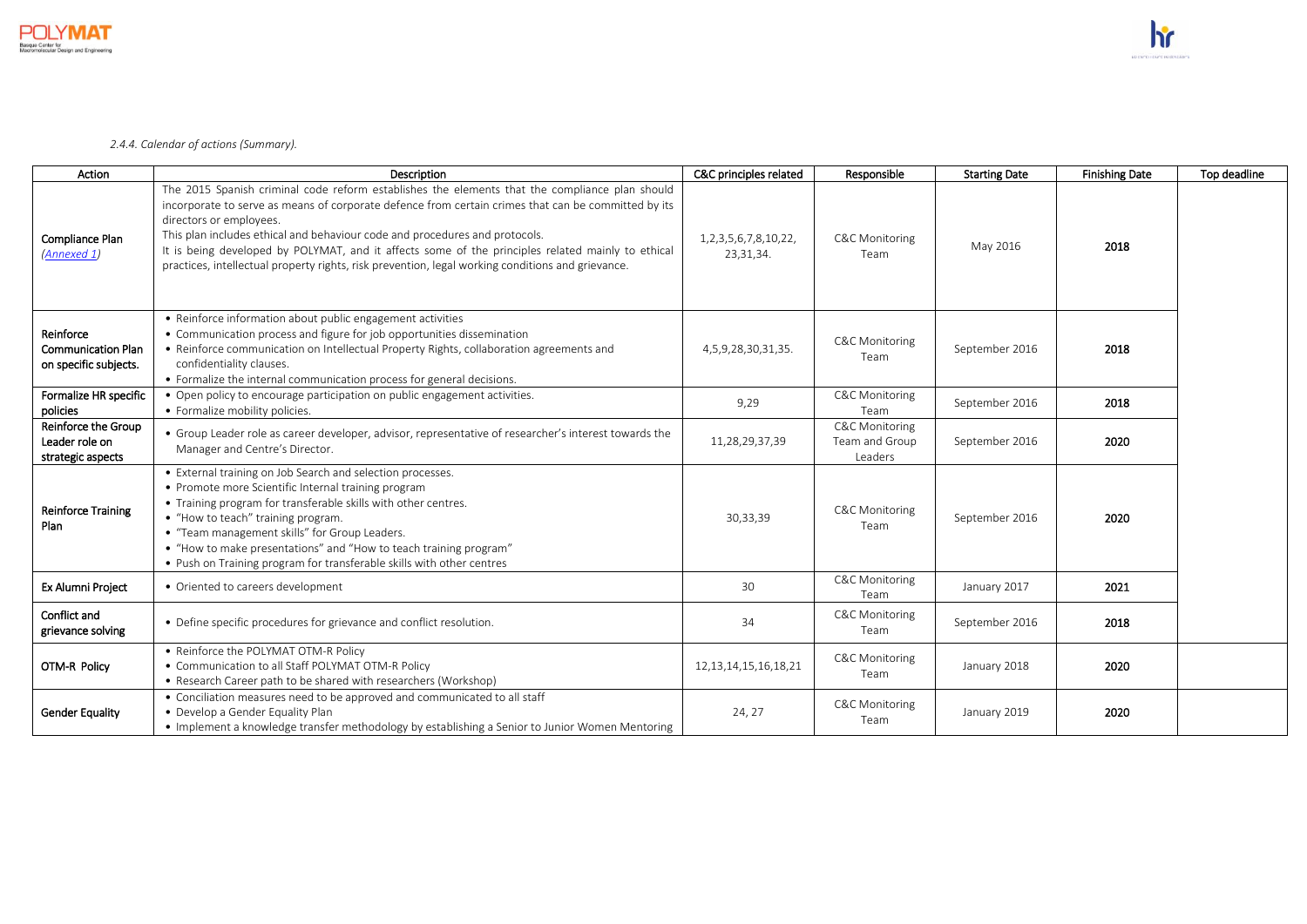*2.4.4. Calendar of actions (Summary).*

| Action | Description | C&C principles related | Responsible | Starting Date | Finishing Date | Top deadline |
|---|---|---|---|---|---|---|
| Compliance Plan (*Annexed 1*) | The 2015 Spanish criminal code reform establishes the elements that the compliance plan should incorporate to serve as means of corporate defence from certain crimes that can be committed by its directors or employees.<br>This plan includes ethical and behaviour code and procedures and protocols.<br>It is being developed by POLYMAT, and it affects some of the principles related mainly to ethical practices, intellectual property rights, risk prevention, legal working conditions and grievance. | 1,2,3,5,6,7,8,10,22, 23,31,34. | C&C Monitoring Team | May 2016 | **2018** | |
| Reinforce Communication Plan on specific subjects. | • Reinforce information about public engagement activities<br>• Communication process and figure for job opportunities dissemination<br>• Reinforce communication on Intellectual Property Rights, collaboration agreements and confidentiality clauses.<br>• Formalize the internal communication process for general decisions. | 4,5,9,28,30,31,35. | C&C Monitoring Team | September 2016 | **2018** | |
| Formalize HR specific policies | • Open policy to encourage participation on public engagement activities.<br>• Formalize mobility policies. | 9,29 | C&C Monitoring Team | September 2016 | **2018** | |
| Reinforce the Group Leader role on strategic aspects | • Group Leader role as career developer, advisor, representative of researcher's interest towards the Manager and Centre's Director. | 11,28,29,37,39 | C&C Monitoring Team and Group Leaders | September 2016 | **2020** | |
| Reinforce Training Plan | • External training on Job Search and selection processes.<br>• Promote more Scientific Internal training program<br>• Training program for transferable skills with other centres.<br>• "How to teach" training program.<br>• "Team management skills" for Group Leaders.<br>• "How to make presentations" and "How to teach training program"<br>• Push on Training program for transferable skills with other centres | 30,33,39 | C&C Monitoring Team | September 2016 | **2020** | |
| Ex Alumni Project | • Oriented to careers development | 30 | C&C Monitoring Team | January 2017 | **2021** | |
| Conflict and grievance solving | • Define specific procedures for grievance and conflict resolution. | 34 | C&C Monitoring Team | September 2016 | **2018** | |
| OTM-R Policy | • Reinforce the POLYMAT OTM-R Policy<br>• Communication to all Staff POLYMAT OTM-R Policy<br>• Research Career path to be shared with researchers (Workshop) | 12,13,14,15,16,18,21 | C&C Monitoring Team | January 2018 | **2020** | |
| Gender Equality | • Conciliation measures need to be approved and communicated to all staff<br>• Develop a Gender Equality Plan<br>• Implement a knowledge transfer methodology by establishing a Senior to Junior Women Mentoring | 24, 27 | C&C Monitoring Team | January 2019 | **2020** | |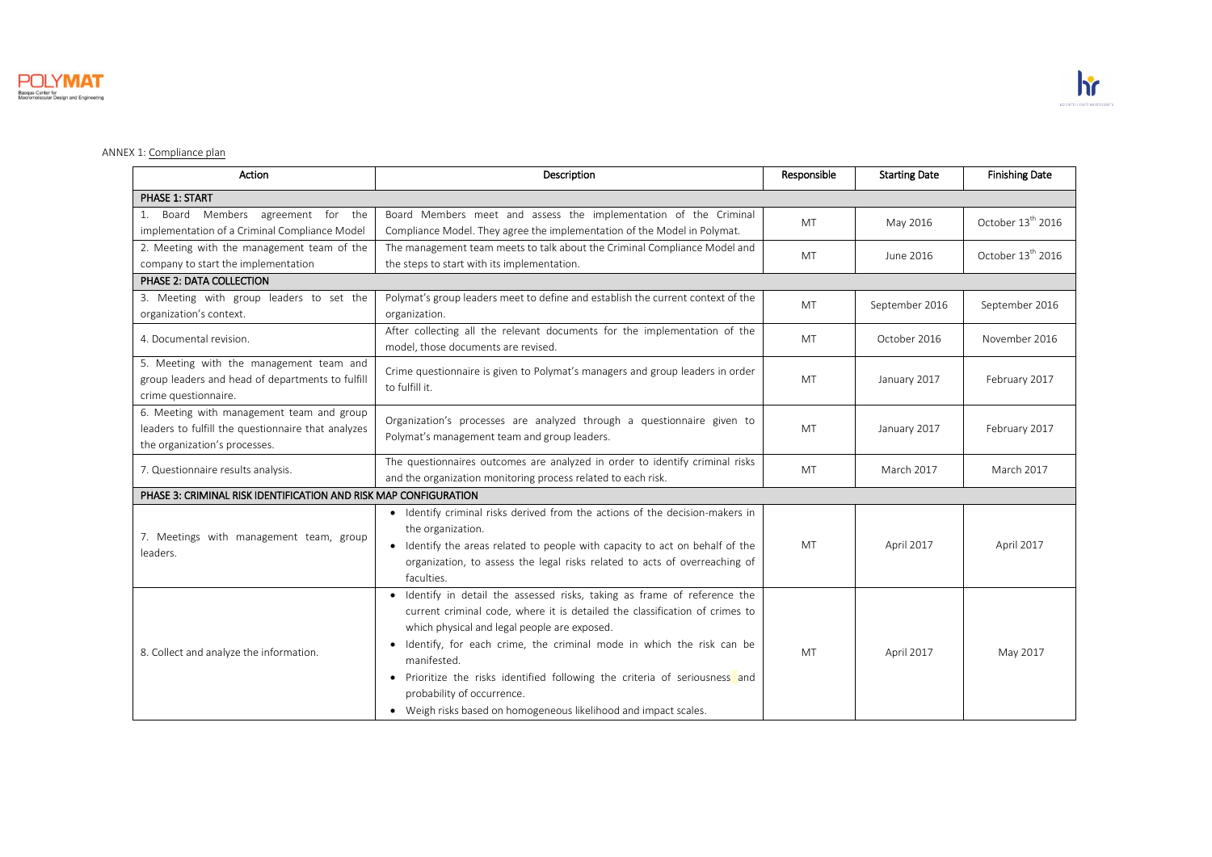ANNEX 1: Compliance plan

| Action | Description | Responsible | Starting Date | Finishing Date |
|---|---|---|---|---|
| **PHASE 1: START** | | | | |
| 1. Board Members agreement for the implementation of a Criminal Compliance Model | Board Members meet and assess the implementation of the Criminal Compliance Model. They agree the implementation of the Model in Polymat. | MT | May 2016 | October 13th 2016 |
| 2. Meeting with the management team of the company to start the implementation | The management team meets to talk about the Criminal Compliance Model and the steps to start with its implementation. | MT | June 2016 | October 13th 2016 |
| **PHASE 2: DATA COLLECTION** | | | | |
| 3. Meeting with group leaders to set the organization's context. | Polymat's group leaders meet to define and establish the current context of the organization. | MT | September 2016 | September 2016 |
| 4. Documental revision. | After collecting all the relevant documents for the implementation of the model, those documents are revised. | MT | October 2016 | November 2016 |
| 5. Meeting with the management team and group leaders and head of departments to fulfill crime questionnaire. | Crime questionnaire is given to Polymat's managers and group leaders in order to fulfill it. | MT | January 2017 | February 2017 |
| 6. Meeting with management team and group leaders to fulfill the questionnaire that analyzes the organization's processes. | Organization's processes are analyzed through a questionnaire given to Polymat's management team and group leaders. | MT | January 2017 | February 2017 |
| 7. Questionnaire results analysis. | The questionnaires outcomes are analyzed in order to identify criminal risks and the organization monitoring process related to each risk. | MT | March 2017 | March 2017 |
| **PHASE 3: CRIMINAL RISK IDENTIFICATION AND RISK MAP CONFIGURATION** | | | | |
| 7. Meetings with management team, group leaders. | • Identify criminal risks derived from the actions of the decision-makers in the organization.<br>• Identify the areas related to people with capacity to act on behalf of the organization, to assess the legal risks related to acts of overreaching of faculties. | MT | April 2017 | April 2017 |
| 8. Collect and analyze the information. | • Identify in detail the assessed risks, taking as frame of reference the current criminal code, where it is detailed the classification of crimes to which physical and legal people are exposed.<br>• Identify, for each crime, the criminal mode in which the risk can be manifested.<br>• Prioritize the risks identified following the criteria of seriousness and probability of occurrence.<br>• Weigh risks based on homogeneous likelihood and impact scales. | MT | April 2017 | May 2017 |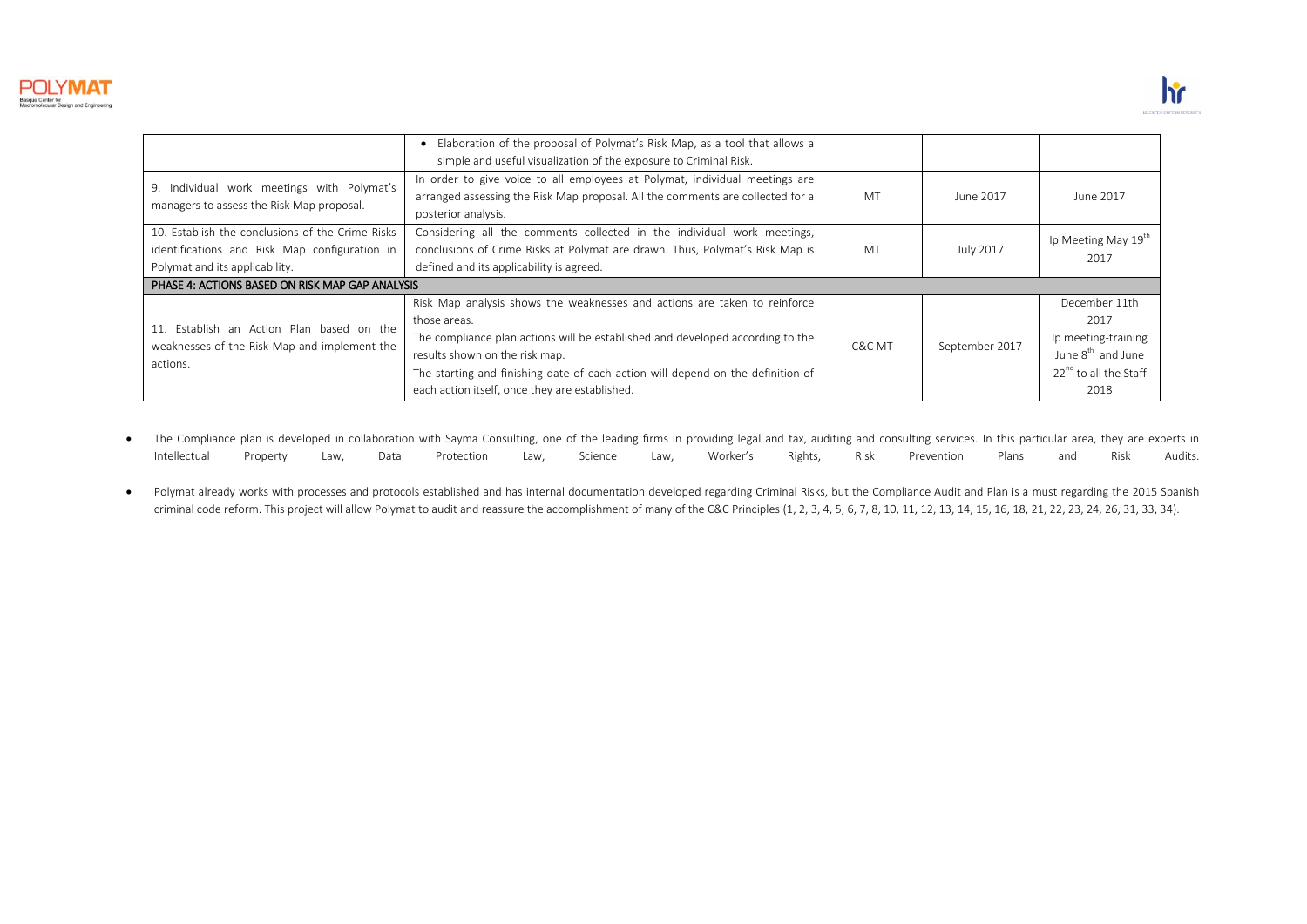| | | | | |
|---|---|---|---|---|
| | • Elaboration of the proposal of Polymat's Risk Map, as a tool that allows a simple and useful visualization of the exposure to Criminal Risk. | | | |
| 9. Individual work meetings with Polymat's managers to assess the Risk Map proposal. | In order to give voice to all employees at Polymat, individual meetings are arranged assessing the Risk Map proposal. All the comments are collected for a posterior analysis. | MT | June 2017 | June 2017 |
| 10. Establish the conclusions of the Crime Risks identifications and Risk Map configuration in Polymat and its applicability. | Considering all the comments collected in the individual work meetings, conclusions of Crime Risks at Polymat are drawn. Thus, Polymat's Risk Map is defined and its applicability is agreed. | MT | July 2017 | Ip Meeting May 19th 2017 |
| **PHASE 4: ACTIONS BASED ON RISK MAP GAP ANALYSIS** | | | | |
| 11. Establish an Action Plan based on the weaknesses of the Risk Map and implement the actions. | Risk Map analysis shows the weaknesses and actions are taken to reinforce those areas. The compliance plan actions will be established and developed according to the results shown on the risk map. The starting and finishing date of each action will depend on the definition of each action itself, once they are established. | C&C MT | September 2017 | December 11th 2017 Ip meeting-training June 8th and June 22nd to all the Staff 2018 |

- The Compliance plan is developed in collaboration with Sayma Consulting, one of the leading firms in providing legal and tax, auditing and consulting services. In this particular area, they are experts in Intellectual Property Law, Data Protection Law, Science Law, Worker's Rights, Risk Prevention Plans and Risk Audits.
- Polymat already works with processes and protocols established and has internal documentation developed regarding Criminal Risks, but the Compliance Audit and Plan is a must regarding the 2015 Spanish criminal code reform. This project will allow Polymat to audit and reassure the accomplishment of many of the C&C Principles (1, 2, 3, 4, 5, 6, 7, 8, 10, 11, 12, 13, 14, 15, 16, 18, 21, 22, 23, 24, 26, 31, 33, 34).